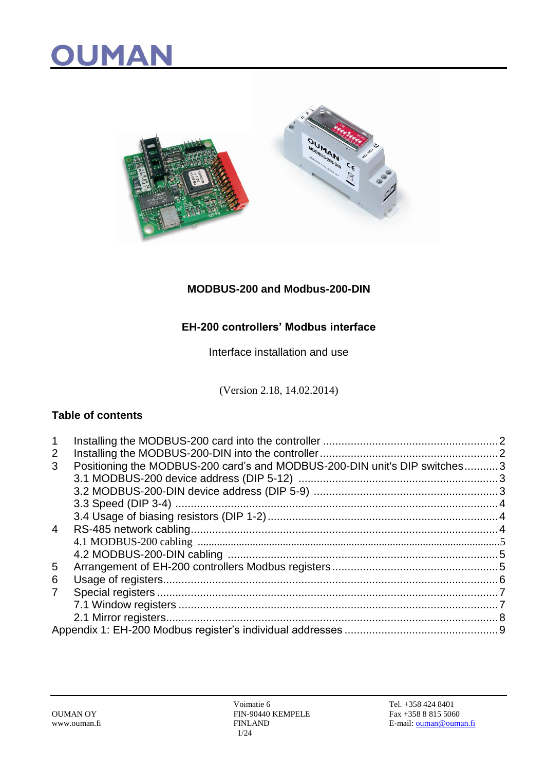# OUMAN

**MODBUS-200 and Modbus-200-DIN**

**EH-200 controllers' Modbus interface**

Interface installation and use

(Version 2.18, 14.02.2014)

## Table of contents

| | | |
|---|---|---|
| 1 | Installing the MODBUS-200 card into the controller | 2 |
| 2 | Installing the MODBUS-200-DIN into the controller | 2 |
| 3 | Positioning the MODBUS-200 card's and MODBUS-200-DIN unit's DIP switches | 3 |
| | 3.1 MODBUS-200 device address (DIP 5-12) | 3 |
| | 3.2 MODBUS-200-DIN device address (DIP 5-9) | 3 |
| | 3.3 Speed (DIP 3-4) | 4 |
| | 3.4 Usage of biasing resistors (DIP 1-2) | 4 |
| 4 | RS-485 network cabling | 4 |
| | 4.1 MODBUS-200 cabling | 5 |
| | 4.2 MODBUS-200-DIN cabling | 5 |
| 5 | Arrangement of EH-200 controllers Modbus registers | 5 |
| 6 | Usage of registers | 6 |
| 7 | Special registers | 7 |
| | 7.1 Window registers | 7 |
| | 2.1 Mirror registers | 8 |
| Appendix 1: EH-200 Modbus register's individual addresses | | 9 |

OUMAN OY
www.ouman.fi

Voimatie 6
FIN-90440 KEMPELE
FINLAND

Tel. +358 424 8401
Fax +358 8 815 5060
E-mail: ouman@ouman.fi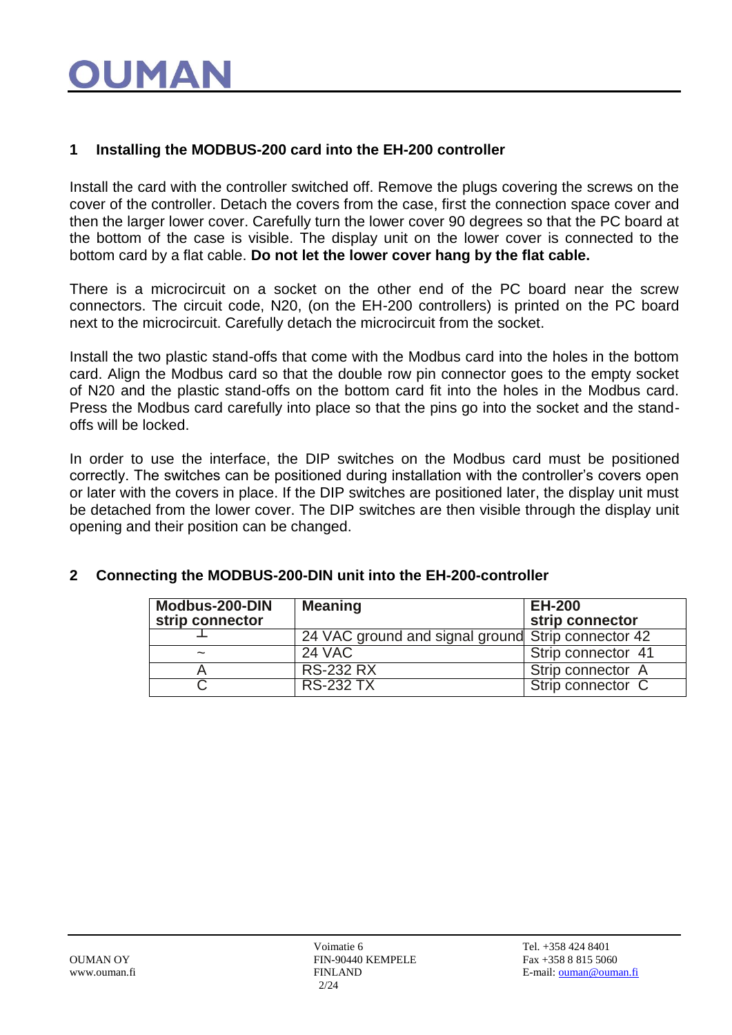## 1 Installing the MODBUS-200 card into the EH-200 controller

Install the card with the controller switched off. Remove the plugs covering the screws on the cover of the controller. Detach the covers from the case, first the connection space cover and then the larger lower cover. Carefully turn the lower cover 90 degrees so that the PC board at the bottom of the case is visible. The display unit on the lower cover is connected to the bottom card by a flat cable. **Do not let the lower cover hang by the flat cable.**

There is a microcircuit on a socket on the other end of the PC board near the screw connectors. The circuit code, N20, (on the EH-200 controllers) is printed on the PC board next to the microcircuit. Carefully detach the microcircuit from the socket.

Install the two plastic stand-offs that come with the Modbus card into the holes in the bottom card. Align the Modbus card so that the double row pin connector goes to the empty socket of N20 and the plastic stand-offs on the bottom card fit into the holes in the Modbus card. Press the Modbus card carefully into place so that the pins go into the socket and the stand-offs will be locked.

In order to use the interface, the DIP switches on the Modbus card must be positioned correctly. The switches can be positioned during installation with the controller's covers open or later with the covers in place. If the DIP switches are positioned later, the display unit must be detached from the lower cover. The DIP switches are then visible through the display unit opening and their position can be changed.

## 2 Connecting the MODBUS-200-DIN unit into the EH-200-controller

| Modbus-200-DIN strip connector | Meaning | EH-200 strip connector |
|---|---|---|
| ⊥ | 24 VAC ground and signal ground | Strip connector 42 |
| ~ | 24 VAC | Strip connector 41 |
| A | RS-232 RX | Strip connector A |
| C | RS-232 TX | Strip connector C |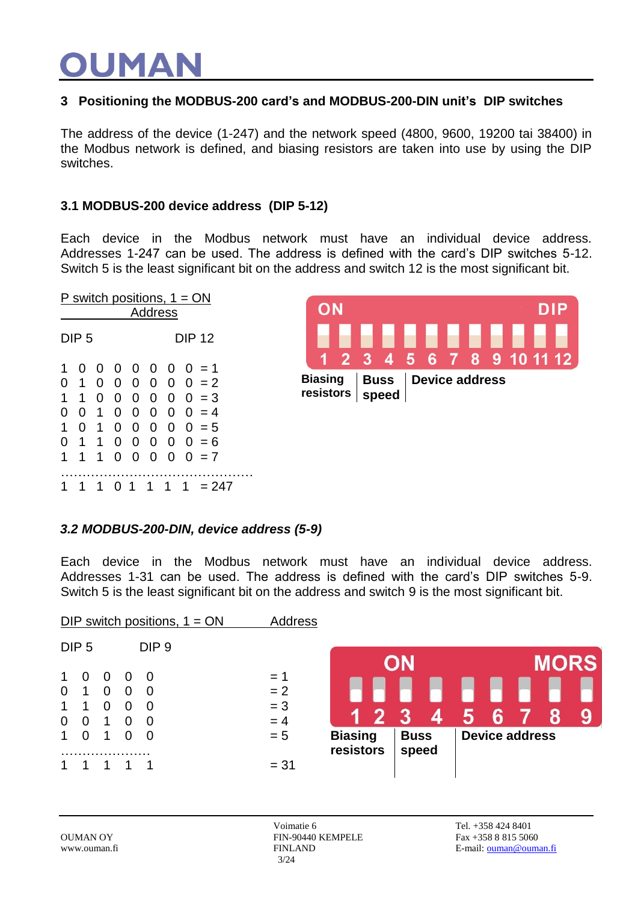## 3 Positioning the MODBUS-200 card's and MODBUS-200-DIN unit's DIP switches

The address of the device (1-247) and the network speed (4800, 9600, 19200 tai 38400) in the Modbus network is defined, and biasing resistors are taken into use by using the DIP switches.

### 3.1 MODBUS-200 device address (DIP 5-12)

Each device in the Modbus network must have an individual device address. Addresses 1-247 can be used. The address is defined with the card's DIP switches 5-12. Switch 5 is the least significant bit on the address and switch 12 is the most significant bit.

P switch positions, 1 = ON
Address

DIP 5 DIP 12

```
1  0  0  0  0  0  0  0  = 1
0  1  0  0  0  0  0  0  = 2
1  1  0  0  0  0  0  0  = 3
0  0  1  0  0  0  0  0  = 4
1  0  1  0  0  0  0  0  = 5
0  1  1  0  0  0  0  0  = 6
1  1  1  0  0  0  0  0  = 7
……………………………………………
1  1  1  0  1  1  1  1  = 247
```

ON DIP
1 2 3 4 5 6 7 8 9 10 11 12
Biasing resistors | Buss speed | Device address

### *3.2 MODBUS-200-DIN, device address (5-9)*

Each device in the Modbus network must have an individual device address. Addresses 1-31 can be used. The address is defined with the card's DIP switches 5-9. Switch 5 is the least significant bit on the address and switch 9 is the most significant bit.

DIP switch positions, 1 = ON Address

DIP 5 DIP 9

```
1  0  0  0  0     = 1
0  1  0  0  0     = 2
1  1  0  0  0     = 3
0  0  1  0  0     = 4
1  0  1  0  0     = 5
…………………
1  1  1  1  1     = 31
```

ON MORS
1 2 3 4 5 6 7 8 9
Biasing resistors | Buss speed | Device address

OUMAN OY
www.ouman.fi

Voimatie 6
FIN-90440 KEMPELE
FINLAND

Tel. +358 424 8401
Fax +358 8 815 5060
E-mail: ouman@ouman.fi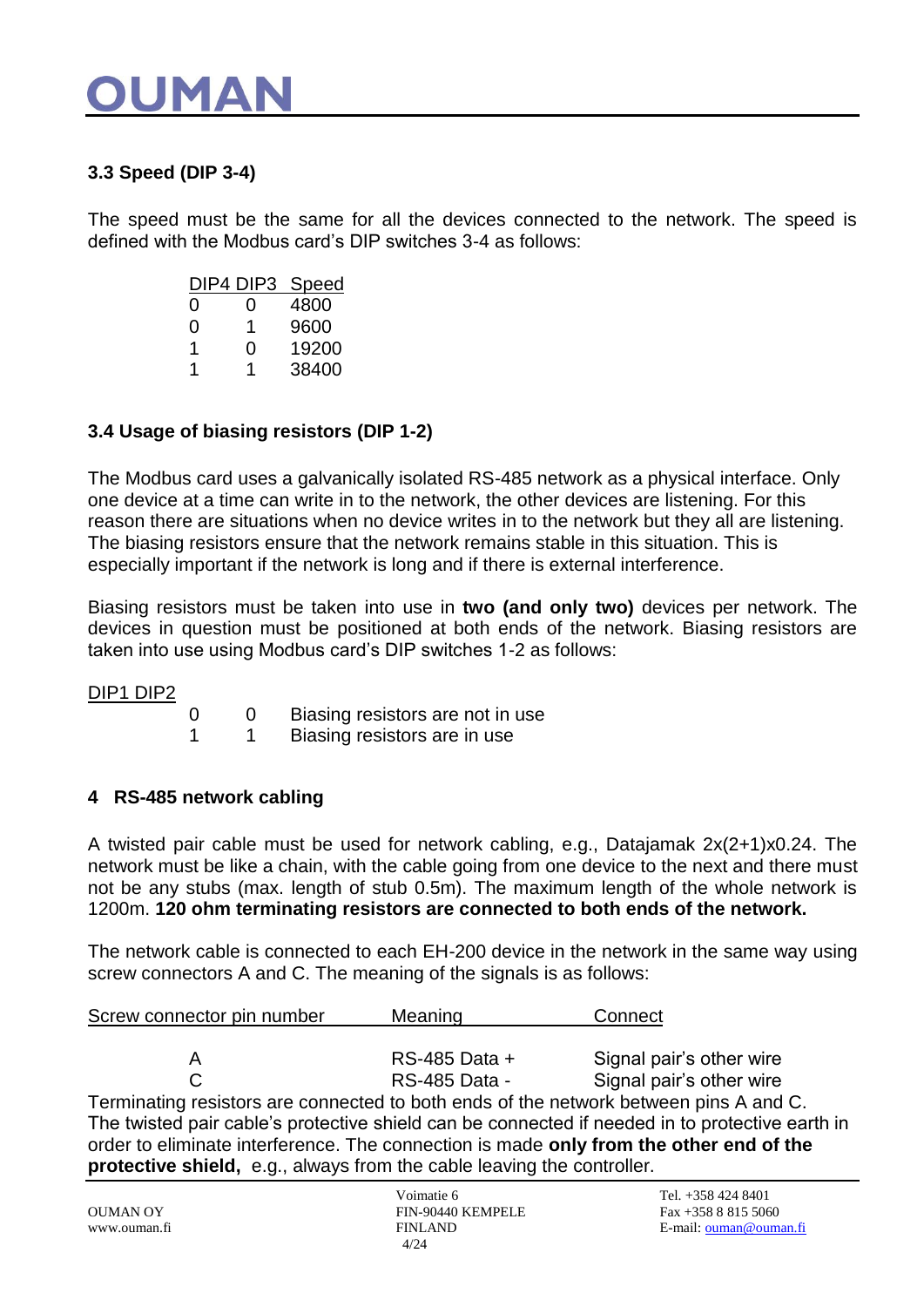### 3.3 Speed (DIP 3-4)

The speed must be the same for all the devices connected to the network. The speed is defined with the Modbus card's DIP switches 3-4 as follows:

| DIP4 | DIP3 | Speed |
|---|---|---|
| 0 | 0 | 4800 |
| 0 | 1 | 9600 |
| 1 | 0 | 19200 |
| 1 | 1 | 38400 |

### 3.4 Usage of biasing resistors (DIP 1-2)

The Modbus card uses a galvanically isolated RS-485 network as a physical interface. Only one device at a time can write in to the network, the other devices are listening. For this reason there are situations when no device writes in to the network but they all are listening. The biasing resistors ensure that the network remains stable in this situation. This is especially important if the network is long and if there is external interference.

Biasing resistors must be taken into use in **two (and only two)** devices per network. The devices in question must be positioned at both ends of the network. Biasing resistors are taken into use using Modbus card's DIP switches 1-2 as follows:

| DIP1 | DIP2 | |
|---|---|---|
| 0 | 0 | Biasing resistors are not in use |
| 1 | 1 | Biasing resistors are in use |

## 4 RS-485 network cabling

A twisted pair cable must be used for network cabling, e.g., Datajamak 2x(2+1)x0.24. The network must be like a chain, with the cable going from one device to the next and there must not be any stubs (max. length of stub 0.5m). The maximum length of the whole network is 1200m. **120 ohm terminating resistors are connected to both ends of the network.**

The network cable is connected to each EH-200 device in the network in the same way using screw connectors A and C. The meaning of the signals is as follows:

| Screw connector pin number | Meaning | Connect |
|---|---|---|
| A | RS-485 Data + | Signal pair's other wire |
| C | RS-485 Data - | Signal pair's other wire |

Terminating resistors are connected to both ends of the network between pins A and C. The twisted pair cable's protective shield can be connected if needed in to protective earth in order to eliminate interference. The connection is made **only from the other end of the protective shield,** e.g., always from the cable leaving the controller.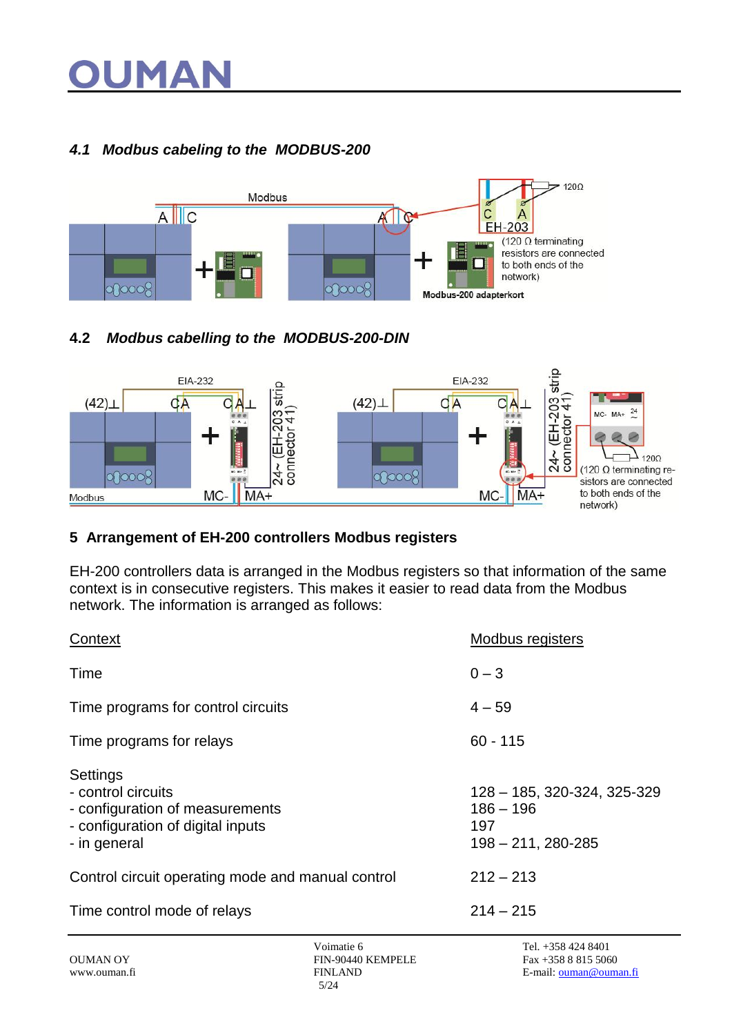## 4.1 *Modbus cabeling to the MODBUS-200*

## 4.2 *Modbus cabelling to the MODBUS-200-DIN*

## 5 Arrangement of EH-200 controllers Modbus registers

EH-200 controllers data is arranged in the Modbus registers so that information of the same context is in consecutive registers. This makes it easier to read data from the Modbus network. The information is arranged as follows:

| Context | Modbus registers |
|---|---|
| Time | 0 – 3 |
| Time programs for control circuits | 4 – 59 |
| Time programs for relays | 60 - 115 |
| Settings | |
| - control circuits | 128 – 185, 320-324, 325-329 |
| - configuration of measurements | 186 – 196 |
| - configuration of digital inputs | 197 |
| - in general | 198 – 211, 280-285 |
| Control circuit operating mode and manual control | 212 – 213 |
| Time control mode of relays | 214 – 215 |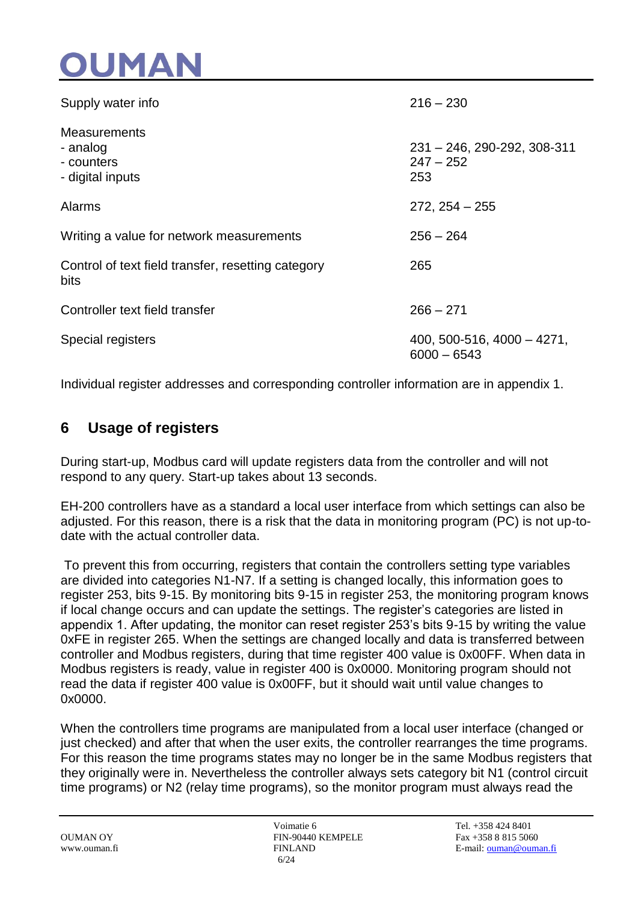| | |
|---|---|
| Supply water info | 216 – 230 |
| Measurements<br>- analog<br>- counters<br>- digital inputs | <br>231 – 246, 290-292, 308-311<br>247 – 252<br>253 |
| Alarms | 272, 254 – 255 |
| Writing a value for network measurements | 256 – 264 |
| Control of text field transfer, resetting category bits | 265 |
| Controller text field transfer | 266 – 271 |
| Special registers | 400, 500-516, 4000 – 4271, 6000 – 6543 |

Individual register addresses and corresponding controller information are in appendix 1.

## 6 Usage of registers

During start-up, Modbus card will update registers data from the controller and will not respond to any query. Start-up takes about 13 seconds.

EH-200 controllers have as a standard a local user interface from which settings can also be adjusted. For this reason, there is a risk that the data in monitoring program (PC) is not up-to-date with the actual controller data.

To prevent this from occurring, registers that contain the controllers setting type variables are divided into categories N1-N7. If a setting is changed locally, this information goes to register 253, bits 9-15. By monitoring bits 9-15 in register 253, the monitoring program knows if local change occurs and can update the settings. The register's categories are listed in appendix 1. After updating, the monitor can reset register 253's bits 9-15 by writing the value 0xFE in register 265. When the settings are changed locally and data is transferred between controller and Modbus registers, during that time register 400 value is 0x00FF. When data in Modbus registers is ready, value in register 400 is 0x0000. Monitoring program should not read the data if register 400 value is 0x00FF, but it should wait until value changes to 0x0000.

When the controllers time programs are manipulated from a local user interface (changed or just checked) and after that when the user exits, the controller rearranges the time programs. For this reason the time programs states may no longer be in the same Modbus registers that they originally were in. Nevertheless the controller always sets category bit N1 (control circuit time programs) or N2 (relay time programs), so the monitor program must always read the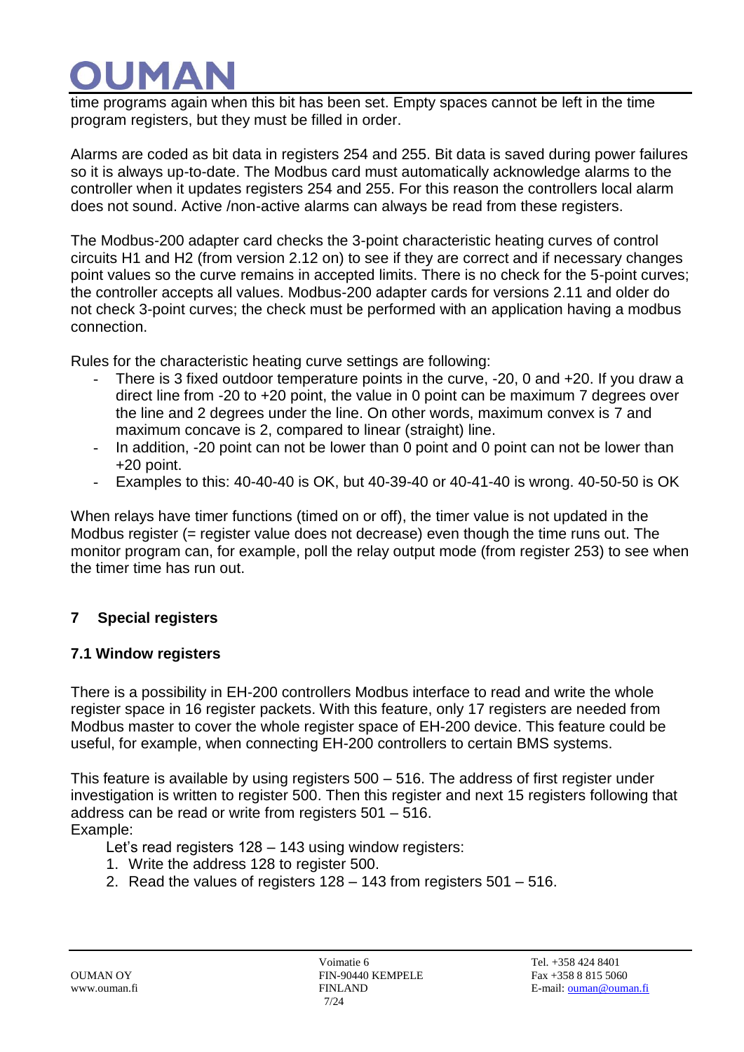time programs again when this bit has been set. Empty spaces cannot be left in the time program registers, but they must be filled in order.

Alarms are coded as bit data in registers 254 and 255. Bit data is saved during power failures so it is always up-to-date. The Modbus card must automatically acknowledge alarms to the controller when it updates registers 254 and 255. For this reason the controllers local alarm does not sound. Active /non-active alarms can always be read from these registers.

The Modbus-200 adapter card checks the 3-point characteristic heating curves of control circuits H1 and H2 (from version 2.12 on) to see if they are correct and if necessary changes point values so the curve remains in accepted limits. There is no check for the 5-point curves; the controller accepts all values. Modbus-200 adapter cards for versions 2.11 and older do not check 3-point curves; the check must be performed with an application having a modbus connection.

Rules for the characteristic heating curve settings are following:

- There is 3 fixed outdoor temperature points in the curve, -20, 0 and +20. If you draw a direct line from -20 to +20 point, the value in 0 point can be maximum 7 degrees over the line and 2 degrees under the line. On other words, maximum convex is 7 and maximum concave is 2, compared to linear (straight) line.
- In addition, -20 point can not be lower than 0 point and 0 point can not be lower than +20 point.
- Examples to this: 40-40-40 is OK, but 40-39-40 or 40-41-40 is wrong. 40-50-50 is OK

When relays have timer functions (timed on or off), the timer value is not updated in the Modbus register (= register value does not decrease) even though the time runs out. The monitor program can, for example, poll the relay output mode (from register 253) to see when the timer time has run out.

## 7 Special registers

### 7.1 Window registers

There is a possibility in EH-200 controllers Modbus interface to read and write the whole register space in 16 register packets. With this feature, only 17 registers are needed from Modbus master to cover the whole register space of EH-200 device. This feature could be useful, for example, when connecting EH-200 controllers to certain BMS systems.

This feature is available by using registers 500 – 516. The address of first register under investigation is written to register 500. Then this register and next 15 registers following that address can be read or write from registers 501 – 516.
Example:

Let's read registers 128 – 143 using window registers:

1. Write the address 128 to register 500.
2. Read the values of registers 128 – 143 from registers 501 – 516.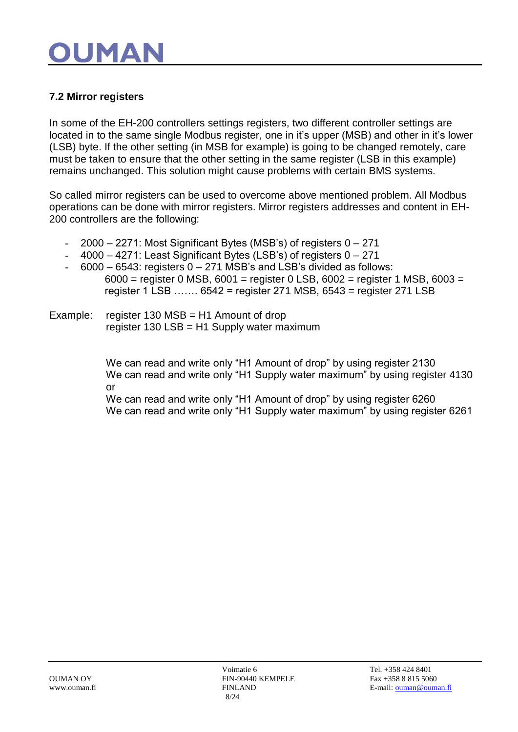### 7.2 Mirror registers

In some of the EH-200 controllers settings registers, two different controller settings are located in to the same single Modbus register, one in it's upper (MSB) and other in it's lower (LSB) byte. If the other setting (in MSB for example) is going to be changed remotely, care must be taken to ensure that the other setting in the same register (LSB in this example) remains unchanged. This solution might cause problems with certain BMS systems.

So called mirror registers can be used to overcome above mentioned problem. All Modbus operations can be done with mirror registers. Mirror registers addresses and content in EH-200 controllers are the following:

- 2000 – 2271: Most Significant Bytes (MSB's) of registers 0 – 271
- 4000 – 4271: Least Significant Bytes (LSB's) of registers 0 – 271
- 6000 – 6543: registers 0 – 271 MSB's and LSB's divided as follows:
  6000 = register 0 MSB, 6001 = register 0 LSB, 6002 = register 1 MSB, 6003 = register 1 LSB ……. 6542 = register 271 MSB, 6543 = register 271 LSB

Example: register 130 MSB = H1 Amount of drop
register 130 LSB = H1 Supply water maximum

We can read and write only "H1 Amount of drop" by using register 2130
We can read and write only "H1 Supply water maximum" by using register 4130
or
We can read and write only "H1 Amount of drop" by using register 6260
We can read and write only "H1 Supply water maximum" by using register 6261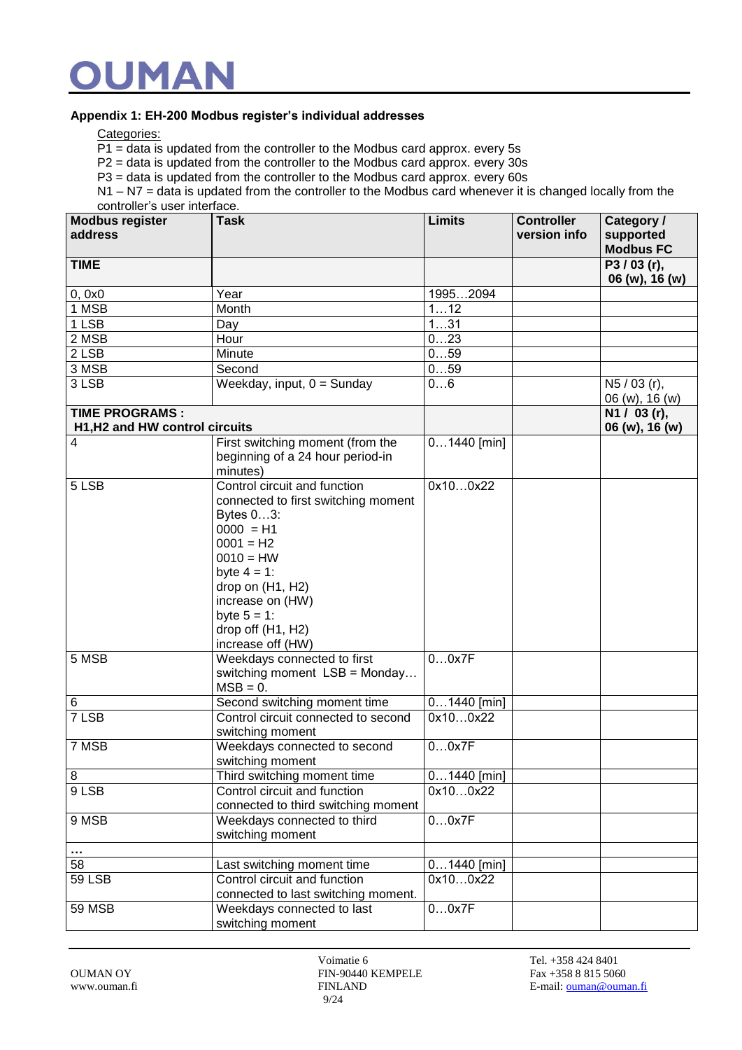### Appendix 1: EH-200 Modbus register's individual addresses

Categories:

P1 = data is updated from the controller to the Modbus card approx. every 5s
P2 = data is updated from the controller to the Modbus card approx. every 30s
P3 = data is updated from the controller to the Modbus card approx. every 60s
N1 – N7 = data is updated from the controller to the Modbus card whenever it is changed locally from the controller's user interface.

| Modbus register address | Task | Limits | Controller version info | Category / supported Modbus FC |
|---|---|---|---|---|
| **TIME** | | | | **P3 / 03 (r), 06 (w), 16 (w)** |
| 0, 0x0 | Year | 1995…2094 | | |
| 1 MSB | Month | 1…12 | | |
| 1 LSB | Day | 1…31 | | |
| 2 MSB | Hour | 0…23 | | |
| 2 LSB | Minute | 0…59 | | |
| 3 MSB | Second | 0…59 | | |
| 3 LSB | Weekday, input, 0 = Sunday | 0…6 | | N5 / 03 (r), 06 (w), 16 (w) |
| **TIME PROGRAMS : H1,H2 and HW control circuits** | | | | **N1 / 03 (r), 06 (w), 16 (w)** |
| 4 | First switching moment (from the beginning of a 24 hour period-in minutes) | 0…1440 [min] | | |
| 5 LSB | Control circuit and function connected to first switching moment<br>Bytes 0…3:<br>0000 = H1<br>0001 = H2<br>0010 = HW<br>byte 4 = 1:<br>drop on (H1, H2)<br>increase on (HW)<br>byte 5 = 1:<br>drop off (H1, H2)<br>increase off (HW) | 0x10…0x22 | | |
| 5 MSB | Weekdays connected to first switching moment LSB = Monday… MSB = 0. | 0…0x7F | | |
| 6 | Second switching moment time | 0…1440 [min] | | |
| 7 LSB | Control circuit connected to second switching moment | 0x10…0x22 | | |
| 7 MSB | Weekdays connected to second switching moment | 0…0x7F | | |
| 8 | Third switching moment time | 0…1440 [min] | | |
| 9 LSB | Control circuit and function connected to third switching moment | 0x10…0x22 | | |
| 9 MSB | Weekdays connected to third switching moment | 0…0x7F | | |
| … | | | | |
| 58 | Last switching moment time | 0…1440 [min] | | |
| 59 LSB | Control circuit and function connected to last switching moment. | 0x10…0x22 | | |
| 59 MSB | Weekdays connected to last switching moment | 0…0x7F | | |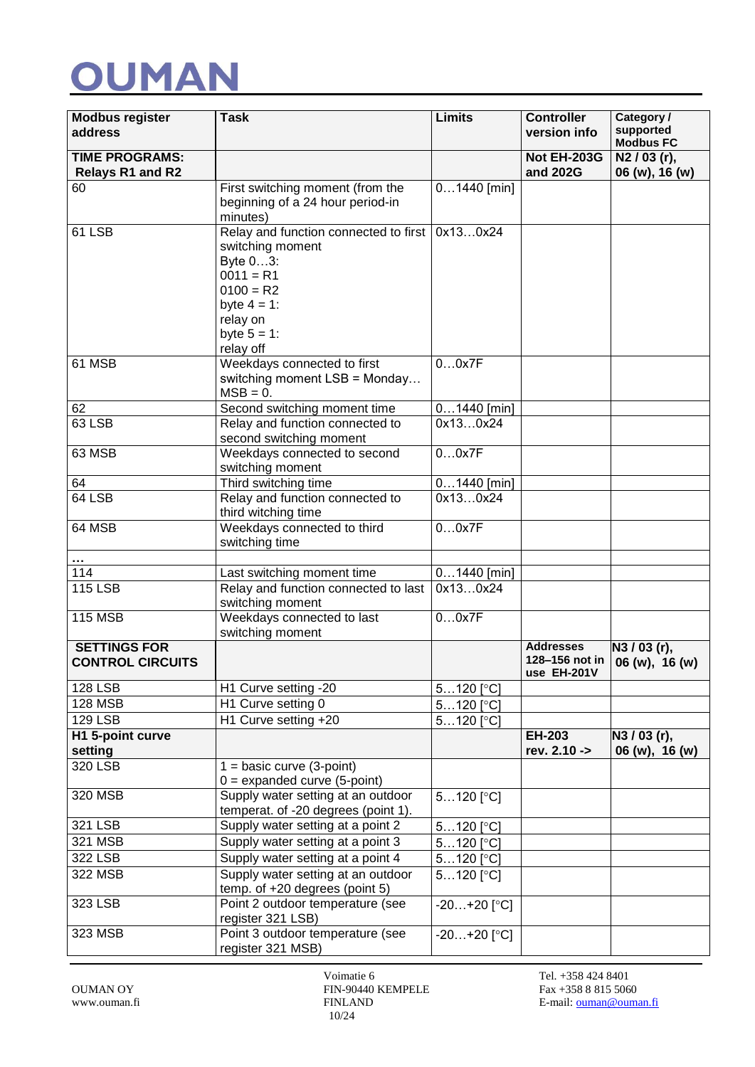| Modbus register address | Task | Limits | Controller version info | Category / supported Modbus FC |
|---|---|---|---|---|
| **TIME PROGRAMS: Relays R1 and R2** | | | **Not EH-203G and 202G** | **N2 / 03 (r), 06 (w), 16 (w)** |
| 60 | First switching moment (from the beginning of a 24 hour period-in minutes) | 0…1440 [min] | | |
| 61 LSB | Relay and function connected to first switching moment<br>Byte 0…3:<br>0011 = R1<br>0100 = R2<br>byte 4 = 1:<br>relay on<br>byte 5 = 1:<br>relay off | 0x13…0x24 | | |
| 61 MSB | Weekdays connected to first switching moment LSB = Monday… MSB = 0. | 0…0x7F | | |
| 62 | Second switching moment time | 0…1440 [min] | | |
| 63 LSB | Relay and function connected to second switching moment | 0x13…0x24 | | |
| 63 MSB | Weekdays connected to second switching moment | 0…0x7F | | |
| 64 | Third switching time | 0…1440 [min] | | |
| 64 LSB | Relay and function connected to third witching time | 0x13…0x24 | | |
| 64 MSB | Weekdays connected to third switching time | 0…0x7F | | |
| … | | | | |
| 114 | Last switching moment time | 0…1440 [min] | | |
| 115 LSB | Relay and function connected to last switching moment | 0x13…0x24 | | |
| 115 MSB | Weekdays connected to last switching moment | 0…0x7F | | |
| **SETTINGS FOR CONTROL CIRCUITS** | | | **Addresses 128–156 not in use EH-201V** | **N3 / 03 (r), 06 (w), 16 (w)** |
| 128 LSB | H1 Curve setting -20 | 5…120 [°C] | | |
| 128 MSB | H1 Curve setting 0 | 5…120 [°C] | | |
| 129 LSB | H1 Curve setting +20 | 5…120 [°C] | | |
| **H1 5-point curve setting** | | | **EH-203 rev. 2.10 ->** | **N3 / 03 (r), 06 (w), 16 (w)** |
| 320 LSB | 1 = basic curve (3-point)<br>0 = expanded curve (5-point) | | | |
| 320 MSB | Supply water setting at an outdoor temperat. of -20 degrees (point 1). | 5…120 [°C] | | |
| 321 LSB | Supply water setting at a point 2 | 5…120 [°C] | | |
| 321 MSB | Supply water setting at a point 3 | 5…120 [°C] | | |
| 322 LSB | Supply water setting at a point 4 | 5…120 [°C] | | |
| 322 MSB | Supply water setting at an outdoor temp. of +20 degrees (point 5) | 5…120 [°C] | | |
| 323 LSB | Point 2 outdoor temperature (see register 321 LSB) | -20…+20 [°C] | | |
| 323 MSB | Point 3 outdoor temperature (see register 321 MSB) | -20…+20 [°C] | | |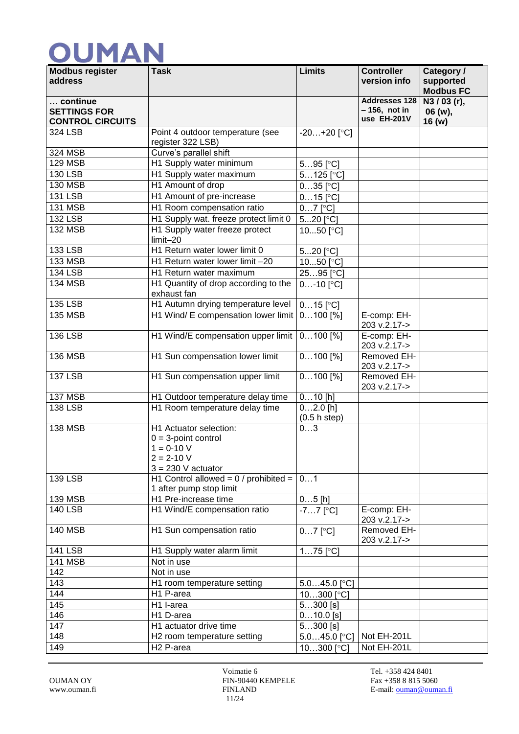| Modbus register address | Task | Limits | Controller version info | Category / supported Modbus FC |
|---|---|---|---|---|
| **… continue SETTINGS FOR CONTROL CIRCUITS** | | | **Addresses 128 – 156, not in use EH-201V** | **N3 / 03 (r), 06 (w), 16 (w)** |
| 324 LSB | Point 4 outdoor temperature (see register 322 LSB) | -20…+20 [°C] | | |
| 324 MSB | Curve's parallel shift | | | |
| 129 MSB | H1 Supply water minimum | 5…95 [°C] | | |
| 130 LSB | H1 Supply water maximum | 5…125 [°C] | | |
| 130 MSB | H1 Amount of drop | 0…35 [°C] | | |
| 131 LSB | H1 Amount of pre-increase | 0…15 [°C] | | |
| 131 MSB | H1 Room compensation ratio | 0…7 [°C] | | |
| 132 LSB | H1 Supply wat. freeze protect limit 0 | 5...20 [°C] | | |
| 132 MSB | H1 Supply water freeze protect limit–20 | 10...50 [°C] | | |
| 133 LSB | H1 Return water lower limit 0 | 5...20 [°C] | | |
| 133 MSB | H1 Return water lower limit –20 | 10...50 [°C] | | |
| 134 LSB | H1 Return water maximum | 25…95 [°C] | | |
| 134 MSB | H1 Quantity of drop according to the exhaust fan | 0…-10 [°C] | | |
| 135 LSB | H1 Autumn drying temperature level | 0…15 [°C] | | |
| 135 MSB | H1 Wind/ E compensation lower limit | 0…100 [%] | E-comp: EH-203 v.2.17-> | |
| 136 LSB | H1 Wind/E compensation upper limit | 0…100 [%] | E-comp: EH-203 v.2.17-> | |
| 136 MSB | H1 Sun compensation lower limit | 0…100 [%] | Removed EH-203 v.2.17-> | |
| 137 LSB | H1 Sun compensation upper limit | 0…100 [%] | Removed EH-203 v.2.17-> | |
| 137 MSB | H1 Outdoor temperature delay time | 0…10 [h] | | |
| 138 LSB | H1 Room temperature delay time | 0…2.0 [h] (0.5 h step) | | |
| 138 MSB | H1 Actuator selection:<br>0 = 3-point control<br>1 = 0-10 V<br>2 = 2-10 V<br>3 = 230 V actuator | 0…3 | | |
| 139 LSB | H1 Control allowed = 0 / prohibited = 1 after pump stop limit | 0…1 | | |
| 139 MSB | H1 Pre-increase time | 0…5 [h] | | |
| 140 LSB | H1 Wind/E compensation ratio | -7…7 [°C] | E-comp: EH-203 v.2.17-> | |
| 140 MSB | H1 Sun compensation ratio | 0…7 [°C] | Removed EH-203 v.2.17-> | |
| 141 LSB | H1 Supply water alarm limit | 1…75 [°C] | | |
| 141 MSB | Not in use | | | |
| 142 | Not in use | | | |
| 143 | H1 room temperature setting | 5.0…45.0 [°C] | | |
| 144 | H1 P-area | 10…300 [°C] | | |
| 145 | H1 I-area | 5…300 [s] | | |
| 146 | H1 D-area | 0…10.0 [s] | | |
| 147 | H1 actuator drive time | 5…300 [s] | | |
| 148 | H2 room temperature setting | 5.0…45.0 [°C] | Not EH-201L | |
| 149 | H2 P-area | 10…300 [°C] | Not EH-201L | |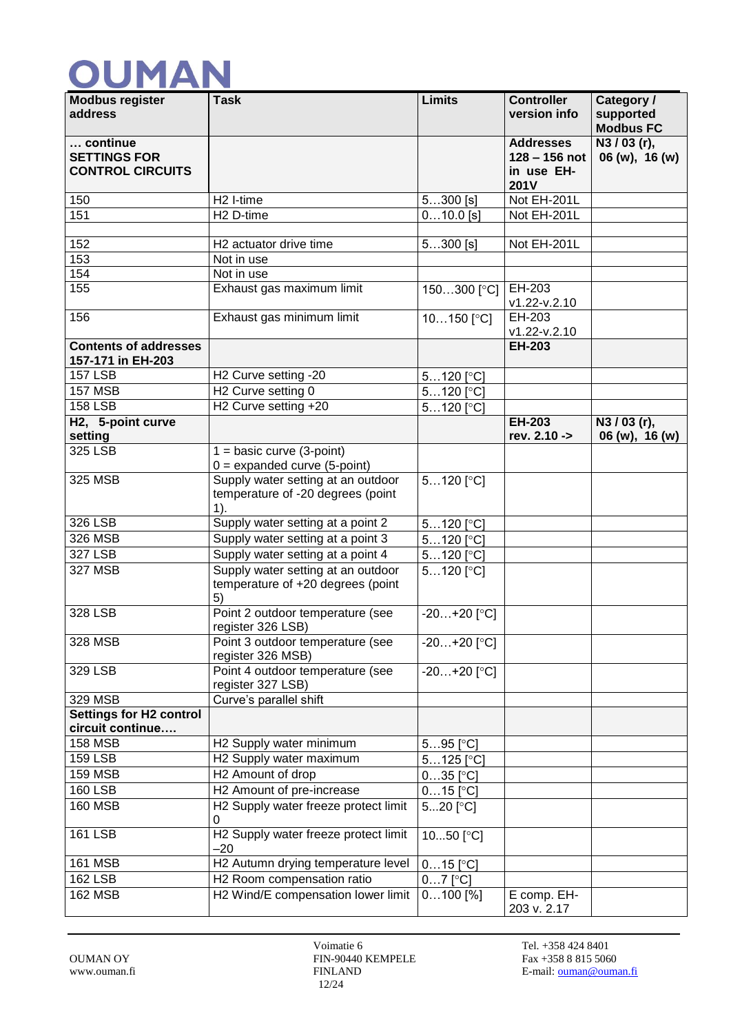# OUMAN

| Modbus register address | Task | Limits | Controller version info | Category / supported Modbus FC |
|---|---|---|---|---|
| **… continue SETTINGS FOR CONTROL CIRCUITS** | | | **Addresses 128 – 156 not in use EH-201V** | **N3 / 03 (r), 06 (w), 16 (w)** |
| 150 | H2 I-time | 5…300 [s] | Not EH-201L | |
| 151 | H2 D-time | 0…10.0 [s] | Not EH-201L | |
| | | | | |
| 152 | H2 actuator drive time | 5…300 [s] | Not EH-201L | |
| 153 | Not in use | | | |
| 154 | Not in use | | | |
| 155 | Exhaust gas maximum limit | 150…300 [°C] | EH-203 v1.22-v.2.10 | |
| 156 | Exhaust gas minimum limit | 10…150 [°C] | EH-203 v1.22-v.2.10 | |
| **Contents of addresses 157-171 in EH-203** | | | **EH-203** | |
| 157 LSB | H2 Curve setting -20 | 5…120 [°C] | | |
| 157 MSB | H2 Curve setting 0 | 5…120 [°C] | | |
| 158 LSB | H2 Curve setting +20 | 5…120 [°C] | | |
| **H2, 5-point curve setting** | | | **EH-203 rev. 2.10 ->** | **N3 / 03 (r), 06 (w), 16 (w)** |
| 325 LSB | 1 = basic curve (3-point) 0 = expanded curve (5-point) | | | |
| 325 MSB | Supply water setting at an outdoor temperature of -20 degrees (point 1). | 5…120 [°C] | | |
| 326 LSB | Supply water setting at a point 2 | 5…120 [°C] | | |
| 326 MSB | Supply water setting at a point 3 | 5…120 [°C] | | |
| 327 LSB | Supply water setting at a point 4 | 5…120 [°C] | | |
| 327 MSB | Supply water setting at an outdoor temperature of +20 degrees (point 5) | 5…120 [°C] | | |
| 328 LSB | Point 2 outdoor temperature (see register 326 LSB) | -20…+20 [°C] | | |
| 328 MSB | Point 3 outdoor temperature (see register 326 MSB) | -20…+20 [°C] | | |
| 329 LSB | Point 4 outdoor temperature (see register 327 LSB) | -20…+20 [°C] | | |
| 329 MSB | Curve's parallel shift | | | |
| **Settings for H2 control circuit continue….** | | | | |
| 158 MSB | H2 Supply water minimum | 5…95 [°C] | | |
| 159 LSB | H2 Supply water maximum | 5…125 [°C] | | |
| 159 MSB | H2 Amount of drop | 0…35 [°C] | | |
| 160 LSB | H2 Amount of pre-increase | 0…15 [°C] | | |
| 160 MSB | H2 Supply water freeze protect limit 0 | 5…20 [°C] | | |
| 161 LSB | H2 Supply water freeze protect limit –20 | 10...50 [°C] | | |
| 161 MSB | H2 Autumn drying temperature level | 0…15 [°C] | | |
| 162 LSB | H2 Room compensation ratio | 0…7 [°C] | | |
| 162 MSB | H2 Wind/E compensation lower limit | 0…100 [%] | E comp. EH-203 v. 2.17 | |

OUMAN OY
www.ouman.fi

Voimatie 6
FIN-90440 KEMPELE
FINLAND

Tel. +358 424 8401
Fax +358 8 815 5060
E-mail: ouman@ouman.fi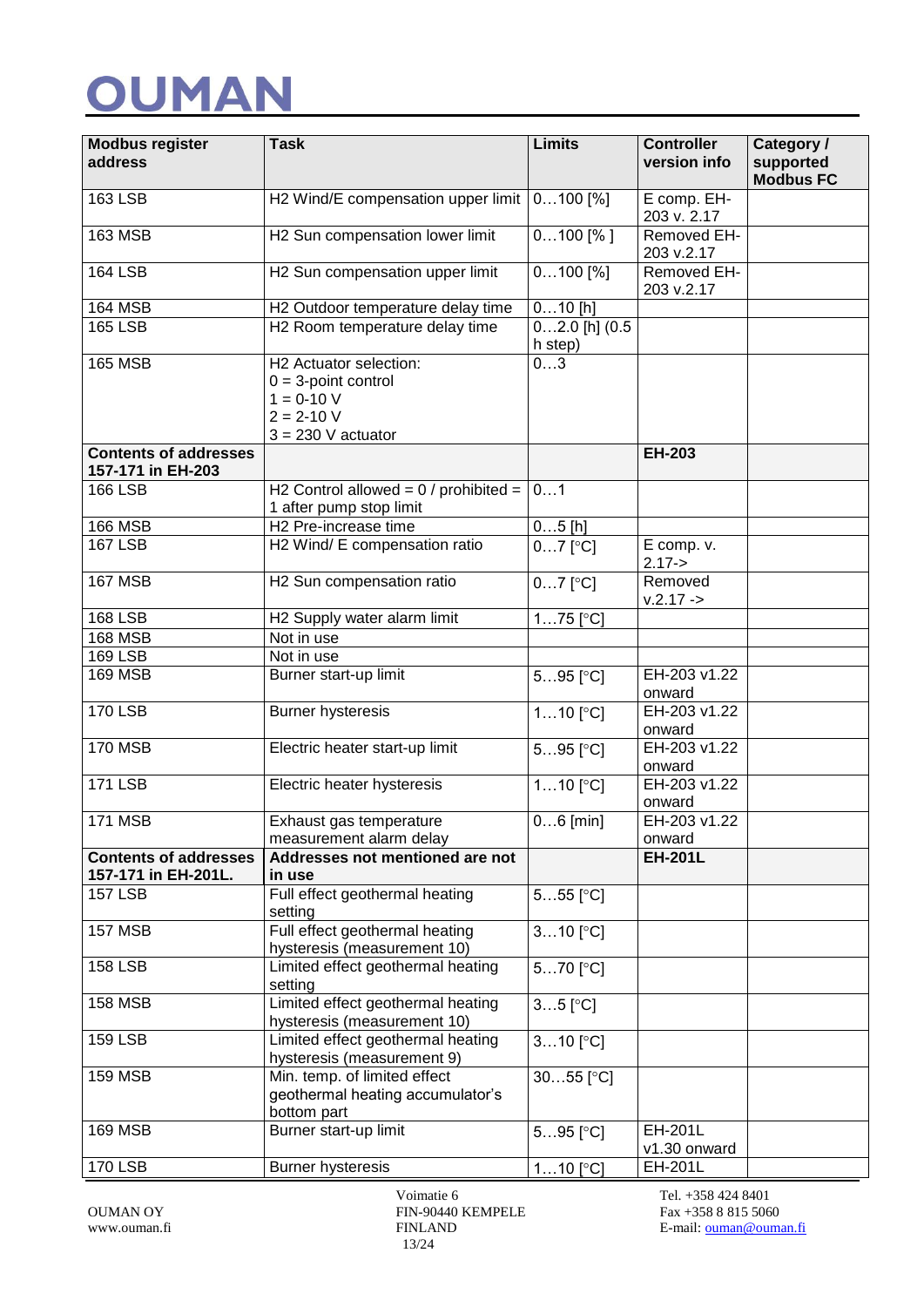| Modbus register address | Task | Limits | Controller version info | Category / supported Modbus FC |
|---|---|---|---|---|
| 163 LSB | H2 Wind/E compensation upper limit | 0…100 [%] | E comp. EH-203 v. 2.17 | |
| 163 MSB | H2 Sun compensation lower limit | 0…100 [% ] | Removed EH-203 v.2.17 | |
| 164 LSB | H2 Sun compensation upper limit | 0…100 [%] | Removed EH-203 v.2.17 | |
| 164 MSB | H2 Outdoor temperature delay time | 0…10 [h] | | |
| 165 LSB | H2 Room temperature delay time | 0…2.0 [h] (0.5 h step) | | |
| 165 MSB | H2 Actuator selection:<br>0 = 3-point control<br>1 = 0-10 V<br>2 = 2-10 V<br>3 = 230 V actuator | 0…3 | | |
| **Contents of addresses 157-171 in EH-203** | | | **EH-203** | |
| 166 LSB | H2 Control allowed = 0 / prohibited = 1 after pump stop limit | 0…1 | | |
| 166 MSB | H2 Pre-increase time | 0…5 [h] | | |
| 167 LSB | H2 Wind/ E compensation ratio | 0…7 [°C] | E comp. v. 2.17-> | |
| 167 MSB | H2 Sun compensation ratio | 0…7 [°C] | Removed v.2.17 -> | |
| 168 LSB | H2 Supply water alarm limit | 1…75 [°C] | | |
| 168 MSB | Not in use | | | |
| 169 LSB | Not in use | | | |
| 169 MSB | Burner start-up limit | 5…95 [°C] | EH-203 v1.22 onward | |
| 170 LSB | Burner hysteresis | 1…10 [°C] | EH-203 v1.22 onward | |
| 170 MSB | Electric heater start-up limit | 5…95 [°C] | EH-203 v1.22 onward | |
| 171 LSB | Electric heater hysteresis | 1…10 [°C] | EH-203 v1.22 onward | |
| 171 MSB | Exhaust gas temperature measurement alarm delay | 0…6 [min] | EH-203 v1.22 onward | |
| **Contents of addresses 157-171 in EH-201L.** | **Addresses not mentioned are not in use** | | **EH-201L** | |
| 157 LSB | Full effect geothermal heating setting | 5…55 [°C] | | |
| 157 MSB | Full effect geothermal heating hysteresis (measurement 10) | 3…10 [°C] | | |
| 158 LSB | Limited effect geothermal heating setting | 5…70 [°C] | | |
| 158 MSB | Limited effect geothermal heating hysteresis (measurement 10) | 3…5 [°C] | | |
| 159 LSB | Limited effect geothermal heating hysteresis (measurement 9) | 3…10 [°C] | | |
| 159 MSB | Min. temp. of limited effect geothermal heating accumulator's bottom part | 30…55 [°C] | | |
| 169 MSB | Burner start-up limit | 5…95 [°C] | EH-201L v1.30 onward | |
| 170 LSB | Burner hysteresis | 1…10 [°C] | EH-201L | |

OUMAN OY
www.ouman.fi

Voimatie 6
FIN-90440 KEMPELE
FINLAND

Tel. +358 424 8401
Fax +358 8 815 5060
E-mail: ouman@ouman.fi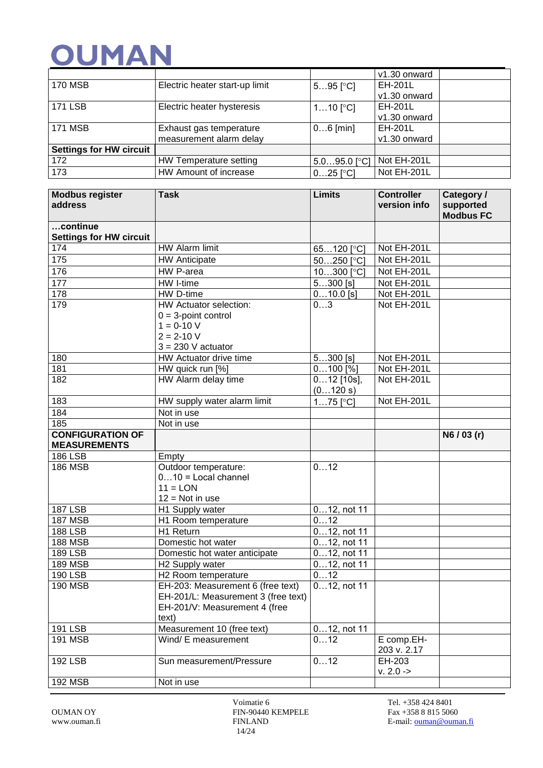| | | | v1.30 onward | |
|---|---|---|---|---|
| 170 MSB | Electric heater start-up limit | 5…95 [°C] | EH-201L v1.30 onward | |
| 171 LSB | Electric heater hysteresis | 1…10 [°C] | EH-201L v1.30 onward | |
| 171 MSB | Exhaust gas temperature measurement alarm delay | 0…6 [min] | EH-201L v1.30 onward | |
| **Settings for HW circuit** | | | | |
| 172 | HW Temperature setting | 5.0…95.0 [°C] | Not EH-201L | |
| 173 | HW Amount of increase | 0…25 [°C] | Not EH-201L | |

| **Modbus register address** | **Task** | **Limits** | **Controller version info** | **Category / supported Modbus FC** |
|---|---|---|---|---|
| **…continue Settings for HW circuit** | | | | |
| 174 | HW Alarm limit | 65…120 [°C] | Not EH-201L | |
| 175 | HW Anticipate | 50…250 [°C] | Not EH-201L | |
| 176 | HW P-area | 10…300 [°C] | Not EH-201L | |
| 177 | HW I-time | 5…300 [s] | Not EH-201L | |
| 178 | HW D-time | 0…10.0 [s] | Not EH-201L | |
| 179 | HW Actuator selection:<br>0 = 3-point control<br>1 = 0-10 V<br>2 = 2-10 V<br>3 = 230 V actuator | 0…3 | Not EH-201L | |
| 180 | HW Actuator drive time | 5…300 [s] | Not EH-201L | |
| 181 | HW quick run [%] | 0…100 [%] | Not EH-201L | |
| 182 | HW Alarm delay time | 0…12 [10s], (0…120 s) | Not EH-201L | |
| 183 | HW supply water alarm limit | 1…75 [°C] | Not EH-201L | |
| 184 | Not in use | | | |
| 185 | Not in use | | | |
| **CONFIGURATION OF MEASUREMENTS** | | | | **N6 / 03 (r)** |
| 186 LSB | Empty | | | |
| 186 MSB | Outdoor temperature:<br>0…10 = Local channel<br>11 = LON<br>12 = Not in use | 0…12 | | |
| 187 LSB | H1 Supply water | 0…12, not 11 | | |
| 187 MSB | H1 Room temperature | 0…12 | | |
| 188 LSB | H1 Return | 0…12, not 11 | | |
| 188 MSB | Domestic hot water | 0…12, not 11 | | |
| 189 LSB | Domestic hot water anticipate | 0…12, not 11 | | |
| 189 MSB | H2 Supply water | 0…12, not 11 | | |
| 190 LSB | H2 Room temperature | 0…12 | | |
| 190 MSB | EH-203: Measurement 6 (free text)<br>EH-201/L: Measurement 3 (free text)<br>EH-201/V: Measurement 4 (free text) | 0…12, not 11 | | |
| 191 LSB | Measurement 10 (free text) | 0…12, not 11 | | |
| 191 MSB | Wind/ E measurement | 0…12 | E comp.EH-203 v. 2.17 | |
| 192 LSB | Sun measurement/Pressure | 0…12 | EH-203 v. 2.0 -> | |
| 192 MSB | Not in use | | | |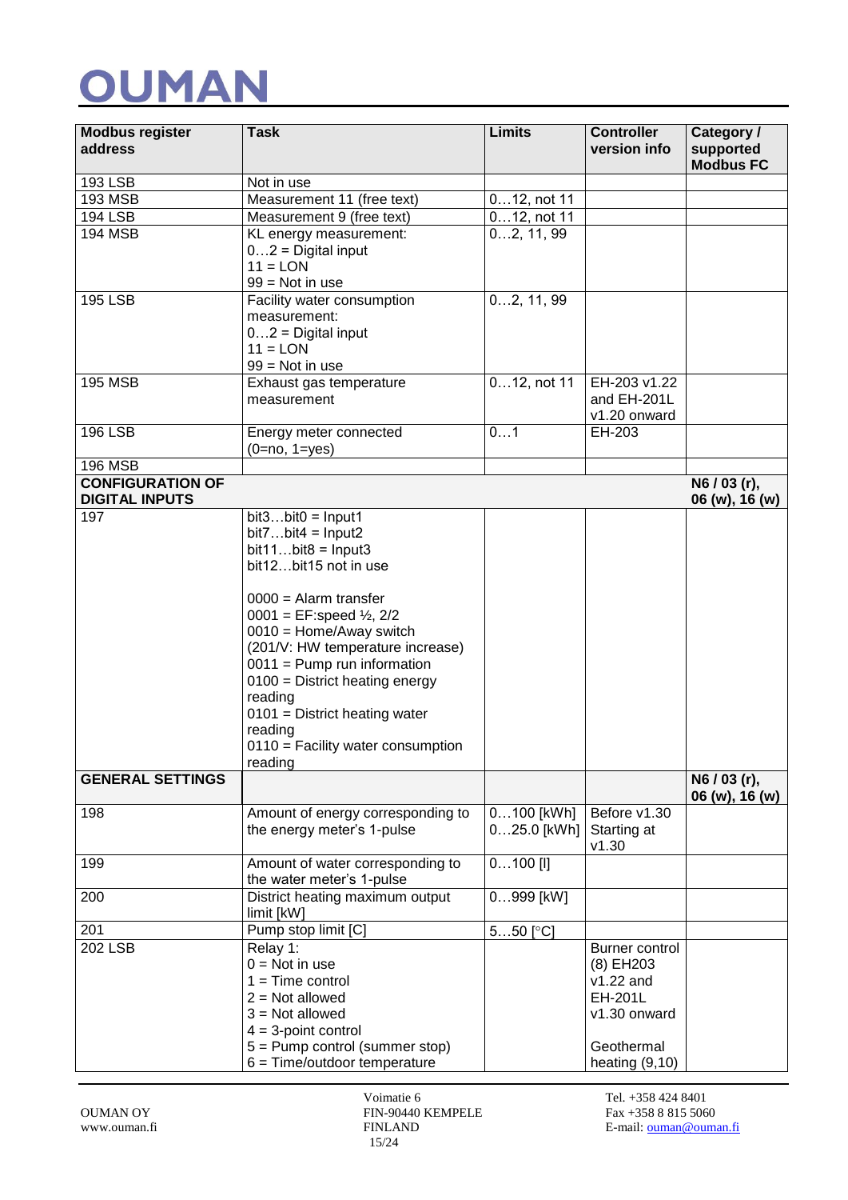| Modbus register address | Task | Limits | Controller version info | Category / supported Modbus FC |
|---|---|---|---|---|
| 193 LSB | Not in use | | | |
| 193 MSB | Measurement 11 (free text) | 0…12, not 11 | | |
| 194 LSB | Measurement 9 (free text) | 0…12, not 11 | | |
| 194 MSB | KL energy measurement:<br>0…2 = Digital input<br>11 = LON<br>99 = Not in use | 0…2, 11, 99 | | |
| 195 LSB | Facility water consumption measurement:<br>0…2 = Digital input<br>11 = LON<br>99 = Not in use | 0…2, 11, 99 | | |
| 195 MSB | Exhaust gas temperature measurement | 0…12, not 11 | EH-203 v1.22 and EH-201L v1.20 onward | |
| 196 LSB | Energy meter connected (0=no, 1=yes) | 0…1 | EH-203 | |
| 196 MSB | | | | |
| **CONFIGURATION OF DIGITAL INPUTS** | | | | **N6 / 03 (r), 06 (w), 16 (w)** |
| 197 | bit3…bit0 = Input1<br>bit7…bit4 = Input2<br>bit11…bit8 = Input3<br>bit12…bit15 not in use<br><br>0000 = Alarm transfer<br>0001 = EF:speed ½, 2/2<br>0010 = Home/Away switch (201/V: HW temperature increase)<br>0011 = Pump run information<br>0100 = District heating energy reading<br>0101 = District heating water reading<br>0110 = Facility water consumption reading | | | |
| **GENERAL SETTINGS** | | | | **N6 / 03 (r), 06 (w), 16 (w)** |
| 198 | Amount of energy corresponding to the energy meter's 1-pulse | 0…100 [kWh]<br>0…25.0 [kWh] | Before v1.30<br>Starting at v1.30 | |
| 199 | Amount of water corresponding to the water meter's 1-pulse | 0…100 [l] | | |
| 200 | District heating maximum output limit [kW] | 0…999 [kW] | | |
| 201 | Pump stop limit [C] | 5…50 [°C] | | |
| 202 LSB | Relay 1:<br>0 = Not in use<br>1 = Time control<br>2 = Not allowed<br>3 = Not allowed<br>4 = 3-point control<br>5 = Pump control (summer stop)<br>6 = Time/outdoor temperature | | Burner control (8) EH203 v1.22 and EH-201L v1.30 onward<br><br>Geothermal heating (9,10) | |

OUMAN OY
www.ouman.fi

Voimatie 6
FIN-90440 KEMPELE
FINLAND

Tel. +358 424 8401
Fax +358 8 815 5060
E-mail: ouman@ouman.fi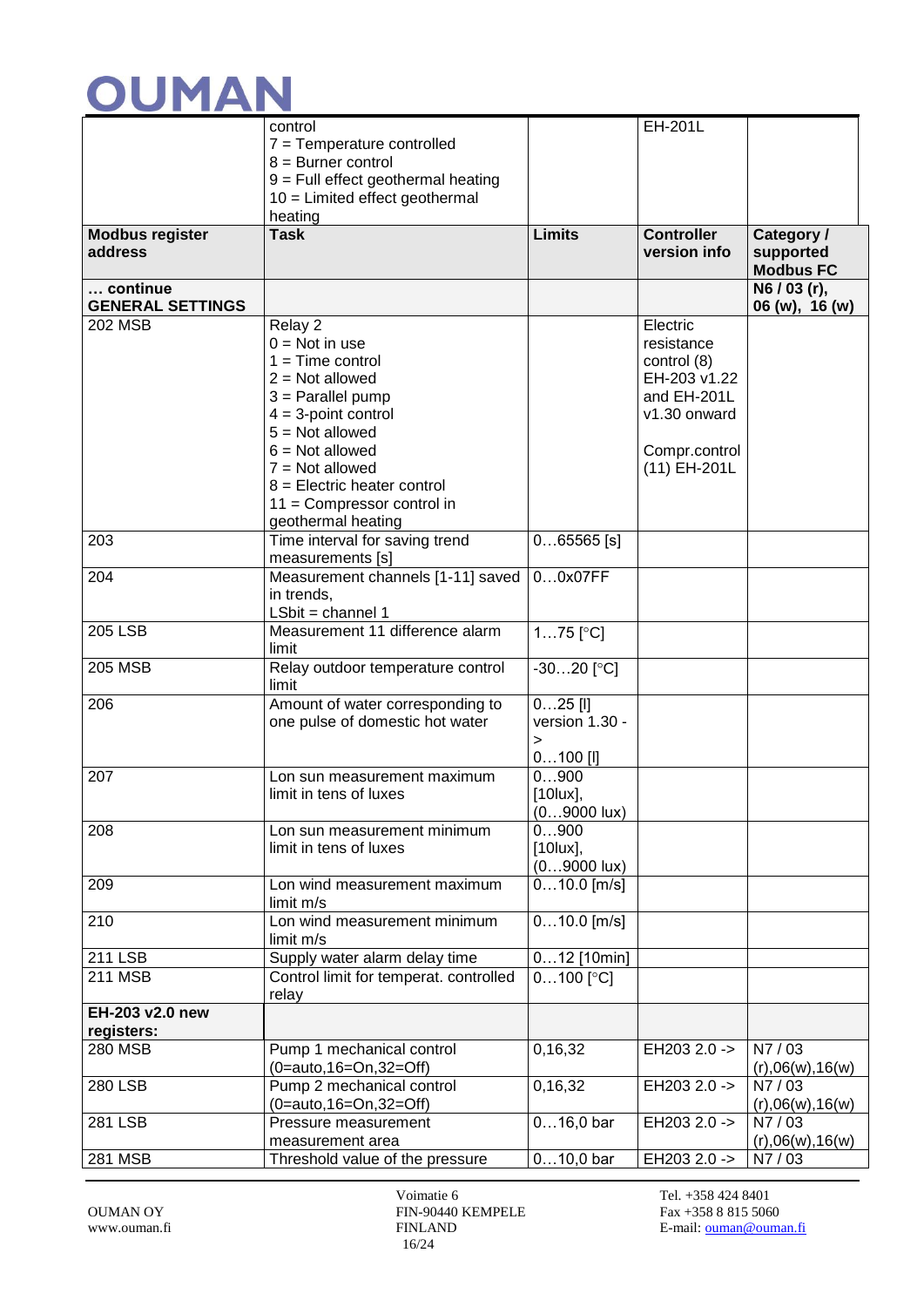| | control<br>7 = Temperature controlled<br>8 = Burner control<br>9 = Full effect geothermal heating<br>10 = Limited effect geothermal heating | | EH-201L | |
|---|---|---|---|---|
| **Modbus register address** | **Task** | **Limits** | **Controller version info** | **Category / supported Modbus FC** |
| **… continue GENERAL SETTINGS** | | | | **N6 / 03 (r), 06 (w), 16 (w)** |
| 202 MSB | Relay 2<br>0 = Not in use<br>1 = Time control<br>2 = Not allowed<br>3 = Parallel pump<br>4 = 3-point control<br>5 = Not allowed<br>6 = Not allowed<br>7 = Not allowed<br>8 = Electric heater control<br>11 = Compressor control in geothermal heating | | Electric resistance control (8) EH-203 v1.22 and EH-201L v1.30 onward<br><br>Compr.control (11) EH-201L | |
| 203 | Time interval for saving trend measurements [s] | 0…65565 [s] | | |
| 204 | Measurement channels [1-11] saved in trends,<br>LSbit = channel 1 | 0…0x07FF | | |
| 205 LSB | Measurement 11 difference alarm limit | 1…75 [°C] | | |
| 205 MSB | Relay outdoor temperature control limit | -30…20 [°C] | | |
| 206 | Amount of water corresponding to one pulse of domestic hot water | 0…25 [l]<br>version 1.30 -><br>0…100 [l] | | |
| 207 | Lon sun measurement maximum limit in tens of luxes | 0…900 [10lux], (0…9000 lux) | | |
| 208 | Lon sun measurement minimum limit in tens of luxes | 0…900 [10lux], (0…9000 lux) | | |
| 209 | Lon wind measurement maximum limit m/s | 0…10.0 [m/s] | | |
| 210 | Lon wind measurement minimum limit m/s | 0…10.0 [m/s] | | |
| 211 LSB | Supply water alarm delay time | 0…12 [10min] | | |
| 211 MSB | Control limit for temperat. controlled relay | 0…100 [°C] | | |
| **EH-203 v2.0 new registers:** | | | | |
| 280 MSB | Pump 1 mechanical control (0=auto,16=On,32=Off) | 0,16,32 | EH203 2.0 -> | N7 / 03 (r),06(w),16(w) |
| 280 LSB | Pump 2 mechanical control (0=auto,16=On,32=Off) | 0,16,32 | EH203 2.0 -> | N7 / 03 (r),06(w),16(w) |
| 281 LSB | Pressure measurement measurement area | 0…16,0 bar | EH203 2.0 -> | N7 / 03 (r),06(w),16(w) |
| 281 MSB | Threshold value of the pressure | 0…10,0 bar | EH203 2.0 -> | N7 / 03 |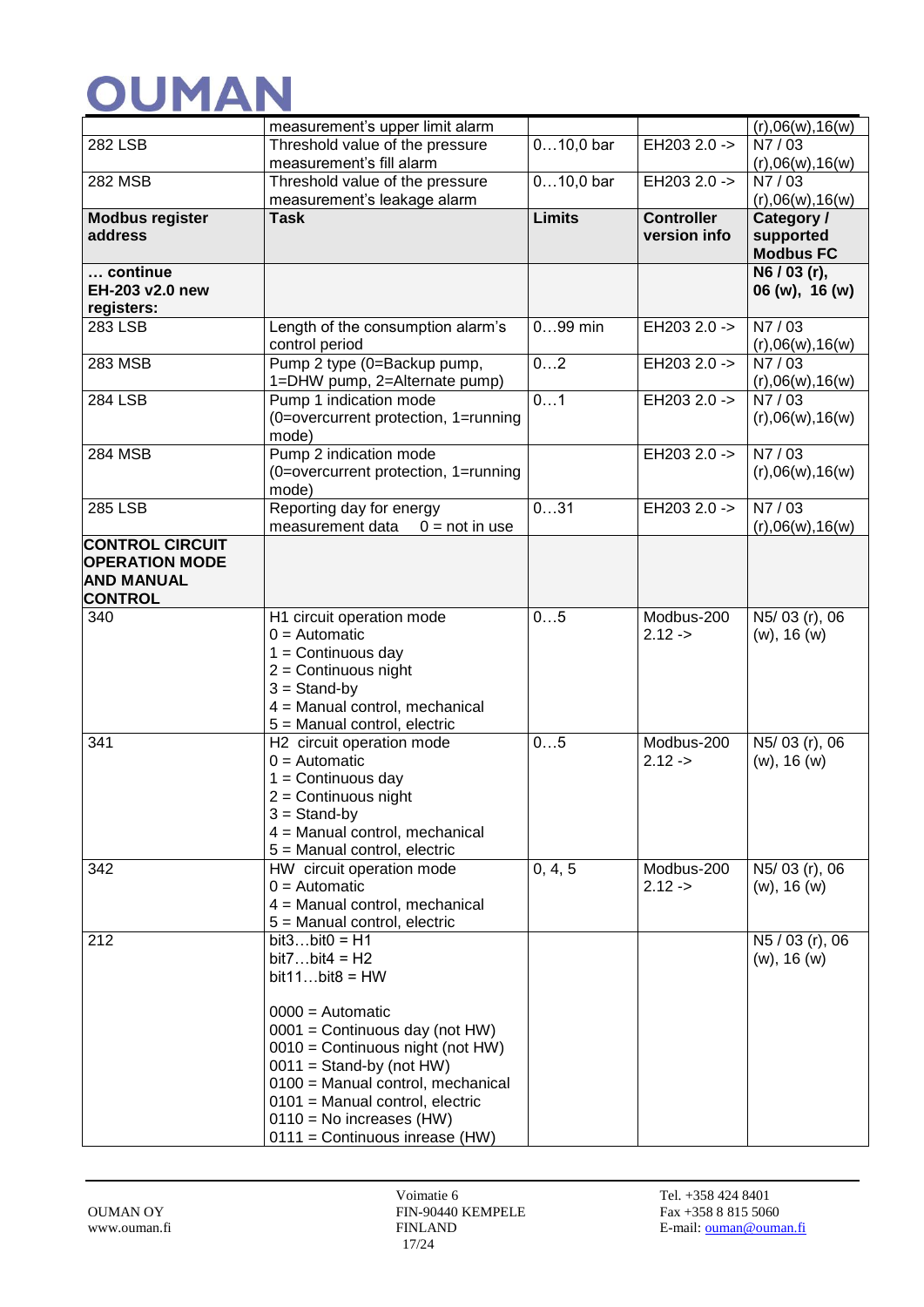| | | | | |
|---|---|---|---|---|
| | measurement's upper limit alarm | | | (r),06(w),16(w) |
| 282 LSB | Threshold value of the pressure measurement's fill alarm | 0…10,0 bar | EH203 2.0 -> | N7 / 03 (r),06(w),16(w) |
| 282 MSB | Threshold value of the pressure measurement's leakage alarm | 0…10,0 bar | EH203 2.0 -> | N7 / 03 (r),06(w),16(w) |
| **Modbus register address** | **Task** | **Limits** | **Controller version info** | **Category / supported Modbus FC** |
| **… continue EH-203 v2.0 new registers:** | | | | **N6 / 03 (r), 06 (w), 16 (w)** |
| 283 LSB | Length of the consumption alarm's control period | 0…99 min | EH203 2.0 -> | N7 / 03 (r),06(w),16(w) |
| 283 MSB | Pump 2 type (0=Backup pump, 1=DHW pump, 2=Alternate pump) | 0…2 | EH203 2.0 -> | N7 / 03 (r),06(w),16(w) |
| 284 LSB | Pump 1 indication mode (0=overcurrent protection, 1=running mode) | 0…1 | EH203 2.0 -> | N7 / 03 (r),06(w),16(w) |
| 284 MSB | Pump 2 indication mode (0=overcurrent protection, 1=running mode) | | EH203 2.0 -> | N7 / 03 (r),06(w),16(w) |
| 285 LSB | Reporting day for energy measurement data 0 = not in use | 0…31 | EH203 2.0 -> | N7 / 03 (r),06(w),16(w) |
| **CONTROL CIRCUIT OPERATION MODE AND MANUAL CONTROL** | | | | |
| 340 | H1 circuit operation mode<br>0 = Automatic<br>1 = Continuous day<br>2 = Continuous night<br>3 = Stand-by<br>4 = Manual control, mechanical<br>5 = Manual control, electric | 0…5 | Modbus-200 2.12 -> | N5/ 03 (r), 06 (w), 16 (w) |
| 341 | H2 circuit operation mode<br>0 = Automatic<br>1 = Continuous day<br>2 = Continuous night<br>3 = Stand-by<br>4 = Manual control, mechanical<br>5 = Manual control, electric | 0…5 | Modbus-200 2.12 -> | N5/ 03 (r), 06 (w), 16 (w) |
| 342 | HW circuit operation mode<br>0 = Automatic<br>4 = Manual control, mechanical<br>5 = Manual control, electric | 0, 4, 5 | Modbus-200 2.12 -> | N5/ 03 (r), 06 (w), 16 (w) |
| 212 | bit3…bit0 = H1<br>bit7…bit4 = H2<br>bit11…bit8 = HW<br><br>0000 = Automatic<br>0001 = Continuous day (not HW)<br>0010 = Continuous night (not HW)<br>0011 = Stand-by (not HW)<br>0100 = Manual control, mechanical<br>0101 = Manual control, electric<br>0110 = No increases (HW)<br>0111 = Continuous inrease (HW) | | | N5 / 03 (r), 06 (w), 16 (w) |

OUMAN OY
www.ouman.fi

Voimatie 6
FIN-90440 KEMPELE
FINLAND

Tel. +358 424 8401
Fax +358 8 815 5060
E-mail: ouman@ouman.fi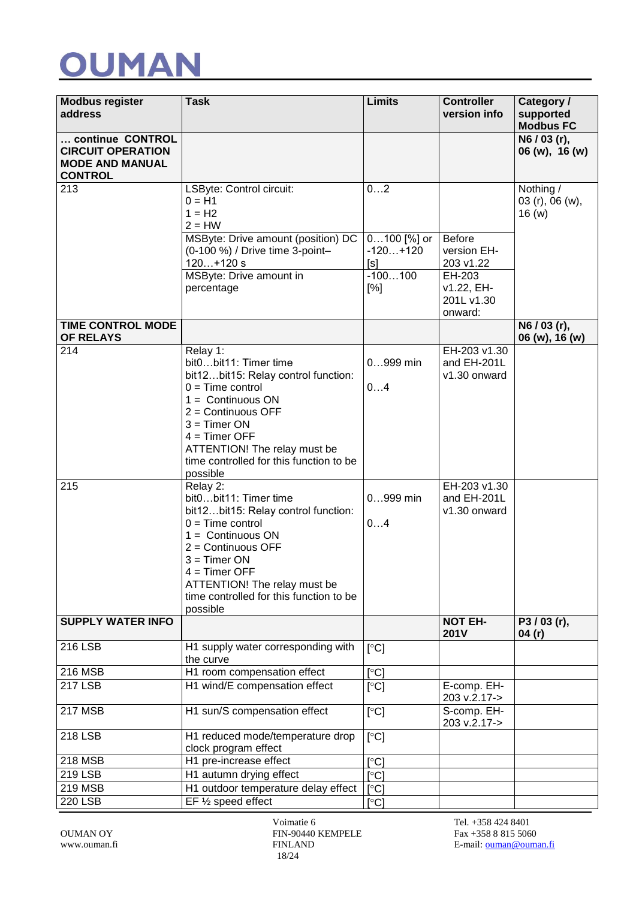| Modbus register address | Task | Limits | Controller version info | Category / supported Modbus FC |
|---|---|---|---|---|
| **… continue CONTROL CIRCUIT OPERATION MODE AND MANUAL CONTROL** | | | | **N6 / 03 (r), 06 (w), 16 (w)** |
| 213 | LSByte: Control circuit:<br>0 = H1<br>1 = H2<br>2 = HW | 0…2 | | Nothing / 03 (r), 06 (w), 16 (w) |
| | MSByte: Drive amount (position) DC (0-100 %) / Drive time 3-point– 120…+120 s | 0…100 [%] or -120…+120 [s] | Before version EH-203 v1.22 | |
| | MSByte: Drive amount in percentage | -100…100 [%] | EH-203 v1.22, EH-201L v1.30 onward: | |
| **TIME CONTROL MODE OF RELAYS** | | | | **N6 / 03 (r), 06 (w), 16 (w)** |
| 214 | Relay 1:<br>bit0…bit11: Timer time<br>bit12…bit15: Relay control function:<br>0 = Time control<br>1 = Continuous ON<br>2 = Continuous OFF<br>3 = Timer ON<br>4 = Timer OFF<br>ATTENTION! The relay must be time controlled for this function to be possible | 0…999 min<br><br>0…4 | EH-203 v1.30 and EH-201L v1.30 onward | |
| 215 | Relay 2:<br>bit0…bit11: Timer time<br>bit12…bit15: Relay control function:<br>0 = Time control<br>1 = Continuous ON<br>2 = Continuous OFF<br>3 = Timer ON<br>4 = Timer OFF<br>ATTENTION! The relay must be time controlled for this function to be possible | 0…999 min<br><br>0…4 | EH-203 v1.30 and EH-201L v1.30 onward | |
| **SUPPLY WATER INFO** | | | **NOT EH-201V** | **P3 / 03 (r), 04 (r)** |
| 216 LSB | H1 supply water corresponding with the curve | [°C] | | |
| 216 MSB | H1 room compensation effect | [°C] | | |
| 217 LSB | H1 wind/E compensation effect | [°C] | E-comp. EH-203 v.2.17-> | |
| 217 MSB | H1 sun/S compensation effect | [°C] | S-comp. EH-203 v.2.17-> | |
| 218 LSB | H1 reduced mode/temperature drop clock program effect | [°C] | | |
| 218 MSB | H1 pre-increase effect | [°C] | | |
| 219 LSB | H1 autumn drying effect | [°C] | | |
| 219 MSB | H1 outdoor temperature delay effect | [°C] | | |
| 220 LSB | EF ½ speed effect | [°C] | | |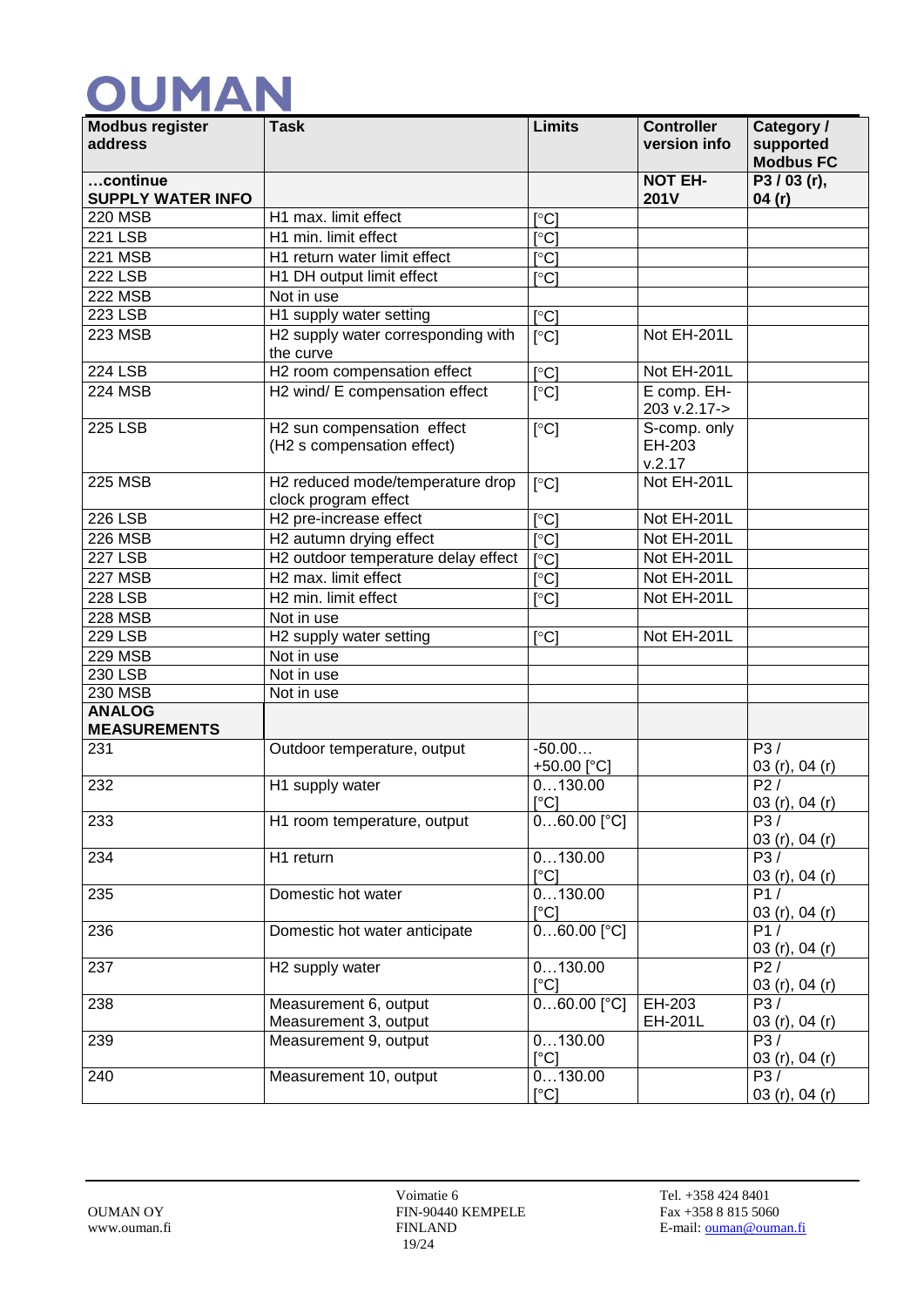| Modbus register address | Task | Limits | Controller version info | Category / supported Modbus FC |
|---|---|---|---|---|
| **…continue SUPPLY WATER INFO** | | | **NOT EH-201V** | **P3 / 03 (r), 04 (r)** |
| 220 MSB | H1 max. limit effect | [°C] | | |
| 221 LSB | H1 min. limit effect | [°C] | | |
| 221 MSB | H1 return water limit effect | [°C] | | |
| 222 LSB | H1 DH output limit effect | [°C] | | |
| 222 MSB | Not in use | | | |
| 223 LSB | H1 supply water setting | [°C] | | |
| 223 MSB | H2 supply water corresponding with the curve | [°C] | Not EH-201L | |
| 224 LSB | H2 room compensation effect | [°C] | Not EH-201L | |
| 224 MSB | H2 wind/ E compensation effect | [°C] | E comp. EH-203 v.2.17-> | |
| 225 LSB | H2 sun compensation effect (H2 s compensation effect) | [°C] | S-comp. only EH-203 v.2.17 | |
| 225 MSB | H2 reduced mode/temperature drop clock program effect | [°C] | Not EH-201L | |
| 226 LSB | H2 pre-increase effect | [°C] | Not EH-201L | |
| 226 MSB | H2 autumn drying effect | [°C] | Not EH-201L | |
| 227 LSB | H2 outdoor temperature delay effect | [°C] | Not EH-201L | |
| 227 MSB | H2 max. limit effect | [°C] | Not EH-201L | |
| 228 LSB | H2 min. limit effect | [°C] | Not EH-201L | |
| 228 MSB | Not in use | | | |
| 229 LSB | H2 supply water setting | [°C] | Not EH-201L | |
| 229 MSB | Not in use | | | |
| 230 LSB | Not in use | | | |
| 230 MSB | Not in use | | | |
| **ANALOG MEASUREMENTS** | | | | |
| 231 | Outdoor temperature, output | -50.00… +50.00 [°C] | | P3 / 03 (r), 04 (r) |
| 232 | H1 supply water | 0…130.00 [°C] | | P2 / 03 (r), 04 (r) |
| 233 | H1 room temperature, output | 0…60.00 [°C] | | P3 / 03 (r), 04 (r) |
| 234 | H1 return | 0…130.00 [°C] | | P3 / 03 (r), 04 (r) |
| 235 | Domestic hot water | 0…130.00 [°C] | | P1 / 03 (r), 04 (r) |
| 236 | Domestic hot water anticipate | 0…60.00 [°C] | | P1 / 03 (r), 04 (r) |
| 237 | H2 supply water | 0…130.00 [°C] | | P2 / 03 (r), 04 (r) |
| 238 | Measurement 6, output<br>Measurement 3, output | 0…60.00 [°C] | EH-203<br>EH-201L | P3 / 03 (r), 04 (r) |
| 239 | Measurement 9, output | 0…130.00 [°C] | | P3 / 03 (r), 04 (r) |
| 240 | Measurement 10, output | 0…130.00 [°C] | | P3 / 03 (r), 04 (r) |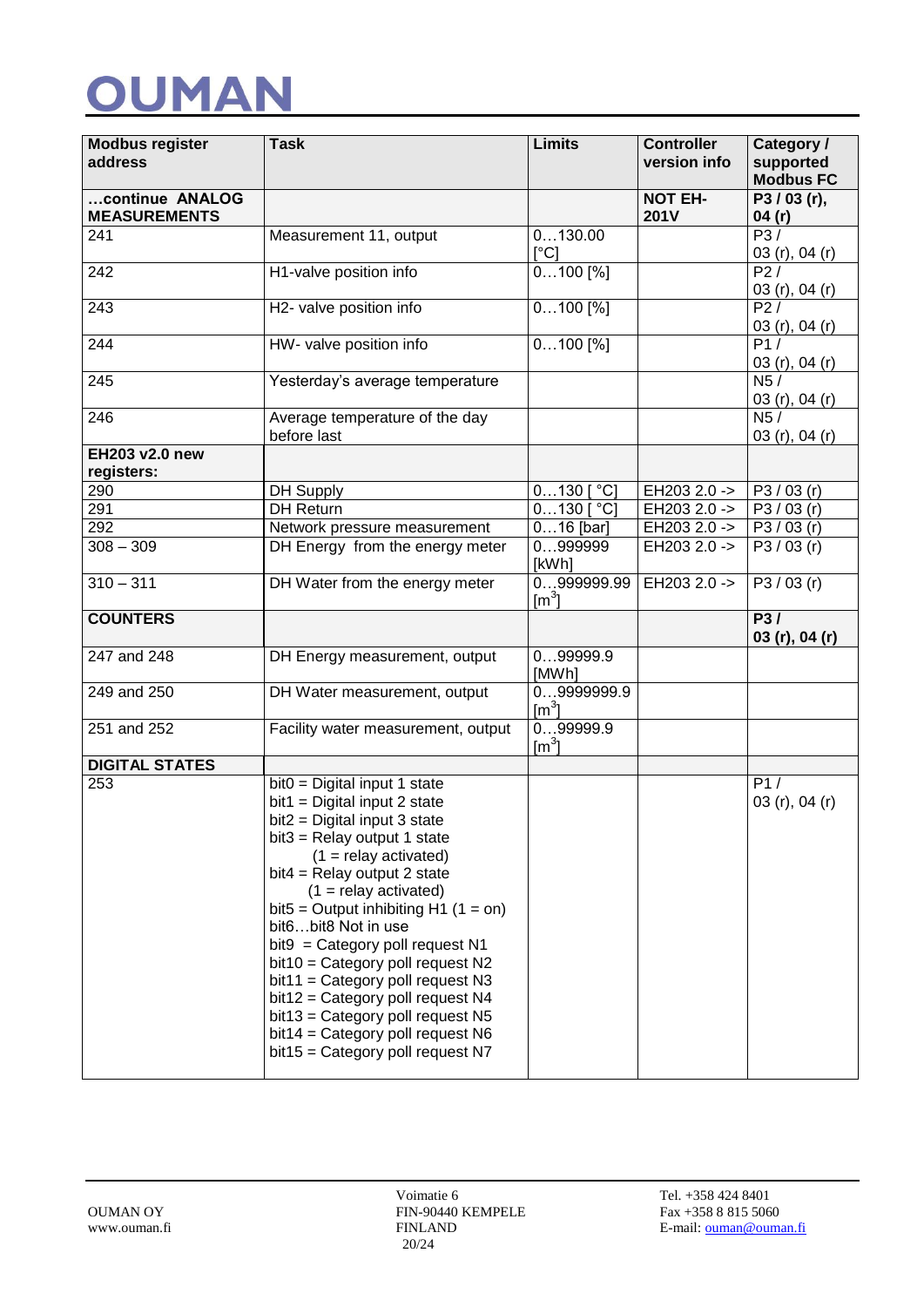| Modbus register address | Task | Limits | Controller version info | Category / supported Modbus FC |
|---|---|---|---|---|
| **…continue ANALOG MEASUREMENTS** | | | **NOT EH-201V** | **P3 / 03 (r), 04 (r)** |
| 241 | Measurement 11, output | 0…130.00 [°C] | | P3 / 03 (r), 04 (r) |
| 242 | H1-valve position info | 0…100 [%] | | P2 / 03 (r), 04 (r) |
| 243 | H2- valve position info | 0…100 [%] | | P2 / 03 (r), 04 (r) |
| 244 | HW- valve position info | 0…100 [%] | | P1 / 03 (r), 04 (r) |
| 245 | Yesterday's average temperature | | | N5 / 03 (r), 04 (r) |
| 246 | Average temperature of the day before last | | | N5 / 03 (r), 04 (r) |
| **EH203 v2.0 new registers:** | | | | |
| 290 | DH Supply | 0…130 [ °C] | EH203 2.0 -> | P3 / 03 (r) |
| 291 | DH Return | 0…130 [ °C] | EH203 2.0 -> | P3 / 03 (r) |
| 292 | Network pressure measurement | 0…16 [bar] | EH203 2.0 -> | P3 / 03 (r) |
| 308 – 309 | DH Energy from the energy meter | 0…999999 [kWh] | EH203 2.0 -> | P3 / 03 (r) |
| 310 – 311 | DH Water from the energy meter | 0…999999.99 [$m^3$] | EH203 2.0 -> | P3 / 03 (r) |
| **COUNTERS** | | | | **P3 / 03 (r), 04 (r)** |
| 247 and 248 | DH Energy measurement, output | 0…99999.9 [MWh] | | |
| 249 and 250 | DH Water measurement, output | 0…9999999.9 [$m^3$] | | |
| 251 and 252 | Facility water measurement, output | 0…99999.9 [$m^3$] | | |
| **DIGITAL STATES** | | | | |
| 253 | bit0 = Digital input 1 state<br>bit1 = Digital input 2 state<br>bit2 = Digital input 3 state<br>bit3 = Relay output 1 state (1 = relay activated)<br>bit4 = Relay output 2 state (1 = relay activated)<br>bit5 = Output inhibiting H1 (1 = on)<br>bit6…bit8 Not in use<br>bit9 = Category poll request N1<br>bit10 = Category poll request N2<br>bit11 = Category poll request N3<br>bit12 = Category poll request N4<br>bit13 = Category poll request N5<br>bit14 = Category poll request N6<br>bit15 = Category poll request N7 | | | P1 / 03 (r), 04 (r) |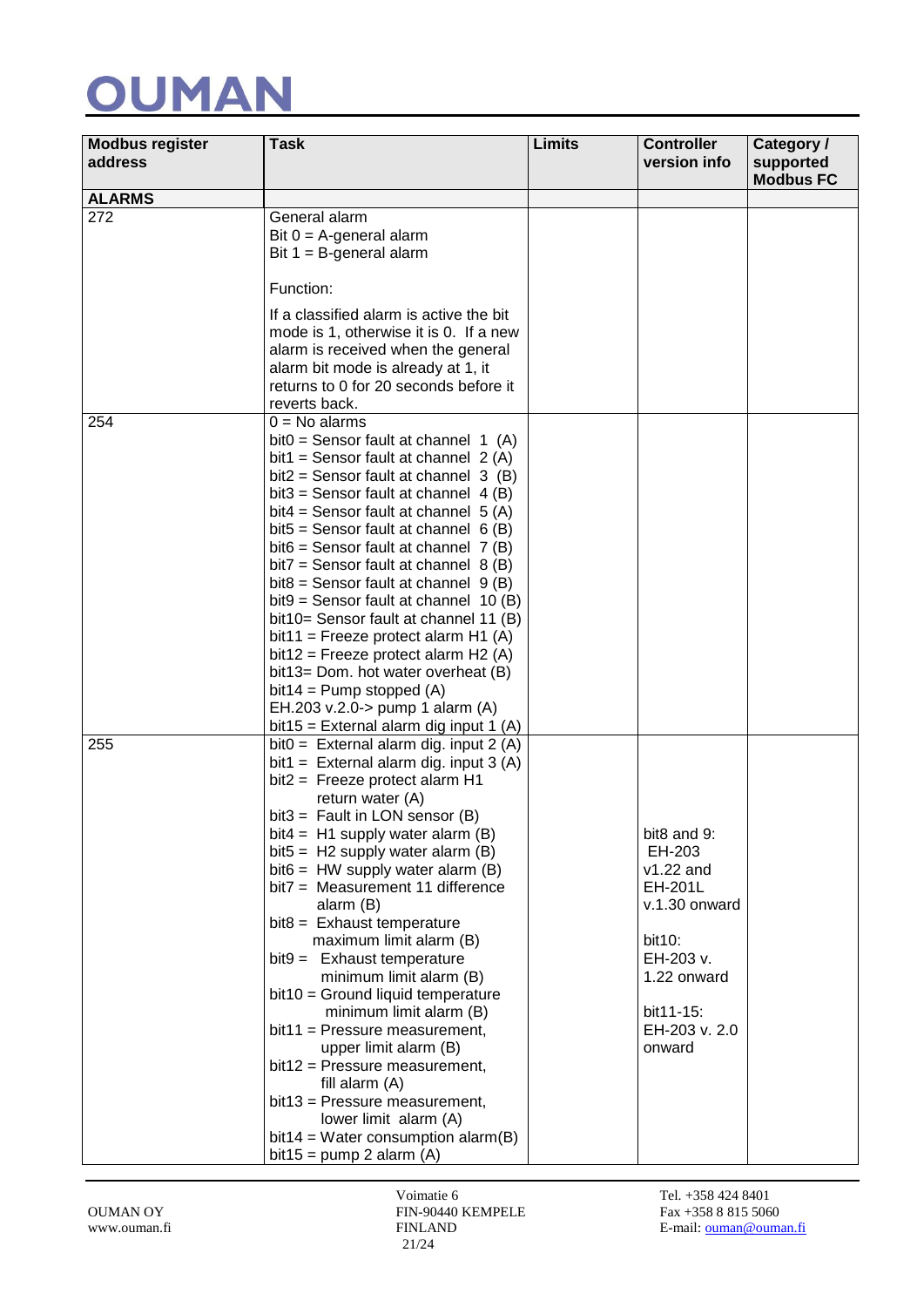OUMAN

| Modbus register address | Task | Limits | Controller version info | Category / supported Modbus FC |
|---|---|---|---|---|
| **ALARMS** | | | | |
| 272 | General alarm<br>Bit 0 = A-general alarm<br>Bit 1 = B-general alarm<br><br>Function:<br><br>If a classified alarm is active the bit mode is 1, otherwise it is 0. If a new alarm is received when the general alarm bit mode is already at 1, it returns to 0 for 20 seconds before it reverts back. | | | |
| 254 | 0 = No alarms<br>bit0 = Sensor fault at channel 1 (A)<br>bit1 = Sensor fault at channel 2 (A)<br>bit2 = Sensor fault at channel 3 (B)<br>bit3 = Sensor fault at channel 4 (B)<br>bit4 = Sensor fault at channel 5 (A)<br>bit5 = Sensor fault at channel 6 (B)<br>bit6 = Sensor fault at channel 7 (B)<br>bit7 = Sensor fault at channel 8 (B)<br>bit8 = Sensor fault at channel 9 (B)<br>bit9 = Sensor fault at channel 10 (B)<br>bit10= Sensor fault at channel 11 (B)<br>bit11 = Freeze protect alarm H1 (A)<br>bit12 = Freeze protect alarm H2 (A)<br>bit13= Dom. hot water overheat (B)<br>bit14 = Pump stopped (A)<br>EH.203 v.2.0-> pump 1 alarm (A)<br>bit15 = External alarm dig input 1 (A) | | | |
| 255 | bit0 = External alarm dig. input 2 (A)<br>bit1 = External alarm dig. input 3 (A)<br>bit2 = Freeze protect alarm H1 return water (A)<br>bit3 = Fault in LON sensor (B)<br>bit4 = H1 supply water alarm (B)<br>bit5 = H2 supply water alarm (B)<br>bit6 = HW supply water alarm (B)<br>bit7 = Measurement 11 difference alarm (B)<br>bit8 = Exhaust temperature maximum limit alarm (B)<br>bit9 = Exhaust temperature minimum limit alarm (B)<br>bit10 = Ground liquid temperature minimum limit alarm (B)<br>bit11 = Pressure measurement, upper limit alarm (B)<br>bit12 = Pressure measurement, fill alarm (A)<br>bit13 = Pressure measurement, lower limit alarm (A)<br>bit14 = Water consumption alarm(B)<br>bit15 = pump 2 alarm (A) | | bit8 and 9: EH-203 v1.22 and EH-201L v.1.30 onward<br><br>bit10: EH-203 v. 1.22 onward<br><br>bit11-15: EH-203 v. 2.0 onward | |

OUMAN OY
www.ouman.fi

Voimatie 6
FIN-90440 KEMPELE
FINLAND

Tel. +358 424 8401
Fax +358 8 815 5060
E-mail: ouman@ouman.fi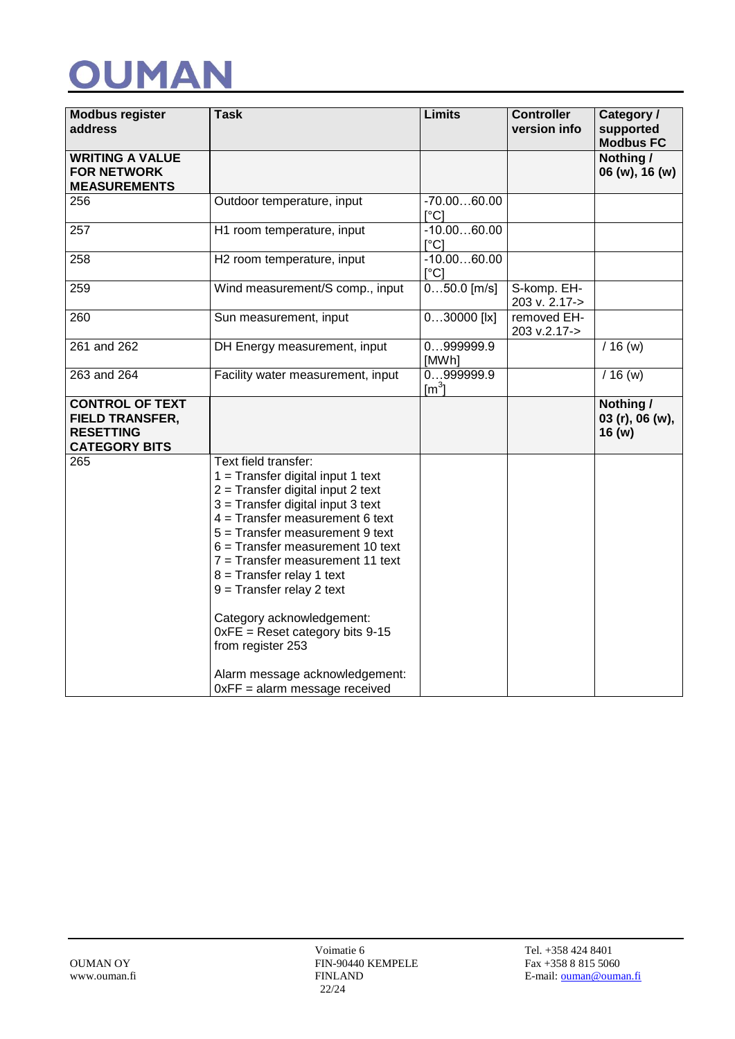| Modbus register address | Task | Limits | Controller version info | Category / supported Modbus FC |
|---|---|---|---|---|
| **WRITING A VALUE FOR NETWORK MEASUREMENTS** | | | | **Nothing / 06 (w), 16 (w)** |
| 256 | Outdoor temperature, input | -70.00…60.00 [°C] | | |
| 257 | H1 room temperature, input | -10.00…60.00 [°C] | | |
| 258 | H2 room temperature, input | -10.00…60.00 [°C] | | |
| 259 | Wind measurement/S comp., input | 0…50.0 [m/s] | S-komp. EH-203 v. 2.17-> | |
| 260 | Sun measurement, input | 0…30000 [lx] | removed EH-203 v.2.17-> | |
| 261 and 262 | DH Energy measurement, input | 0…999999.9 [MWh] | | / 16 (w) |
| 263 and 264 | Facility water measurement, input | 0…999999.9 [$m^3$] | | / 16 (w) |
| **CONTROL OF TEXT FIELD TRANSFER, RESETTING CATEGORY BITS** | | | | **Nothing / 03 (r), 06 (w), 16 (w)** |
| 265 | Text field transfer:<br>1 = Transfer digital input 1 text<br>2 = Transfer digital input 2 text<br>3 = Transfer digital input 3 text<br>4 = Transfer measurement 6 text<br>5 = Transfer measurement 9 text<br>6 = Transfer measurement 10 text<br>7 = Transfer measurement 11 text<br>8 = Transfer relay 1 text<br>9 = Transfer relay 2 text<br><br>Category acknowledgement:<br>0xFE = Reset category bits 9-15 from register 253<br><br>Alarm message acknowledgement:<br>0xFF = alarm message received | | | |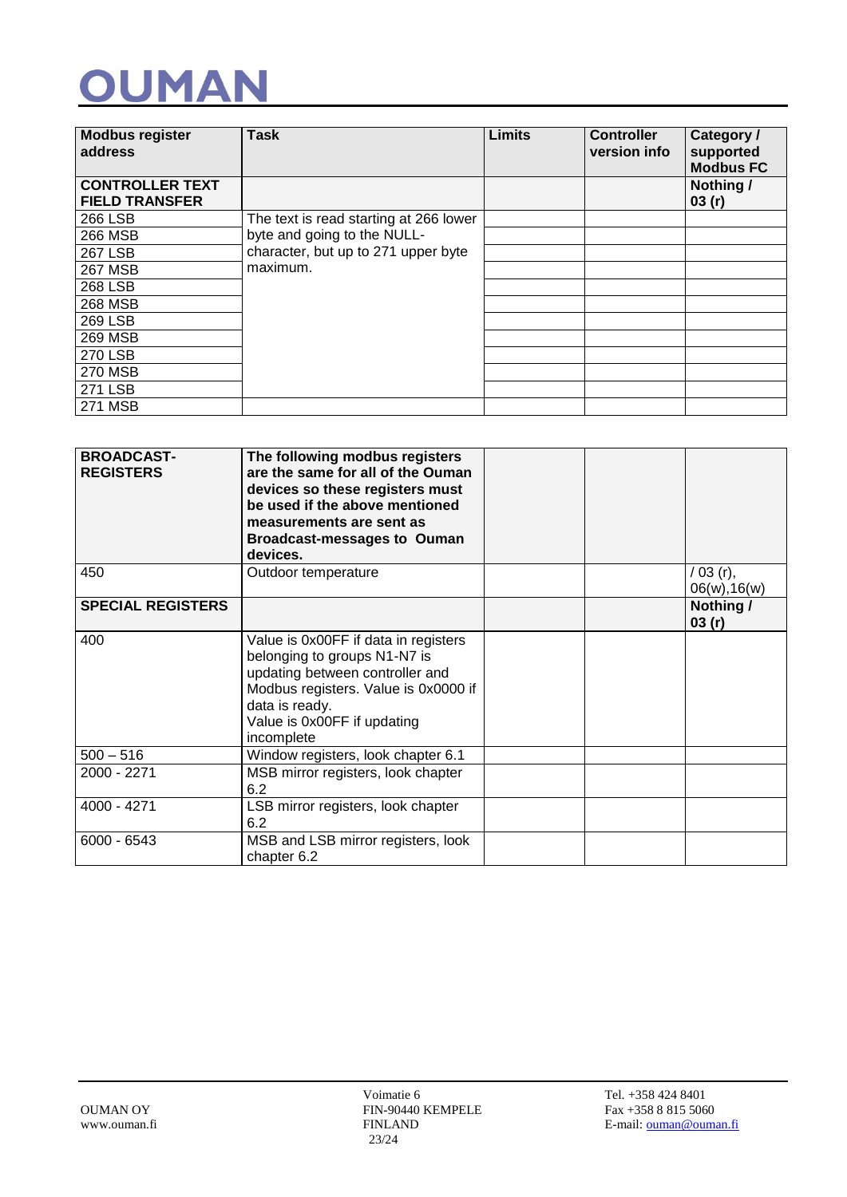| Modbus register address | Task | Limits | Controller version info | Category / supported Modbus FC |
|---|---|---|---|---|
| **CONTROLLER TEXT FIELD TRANSFER** | | | | **Nothing / 03 (r)** |
| 266 LSB | The text is read starting at 266 lower byte and going to the NULL-character, but up to 271 upper byte maximum. | | | |
| 266 MSB | | | | |
| 267 LSB | | | | |
| 267 MSB | | | | |
| 268 LSB | | | | |
| 268 MSB | | | | |
| 269 LSB | | | | |
| 269 MSB | | | | |
| 270 LSB | | | | |
| 270 MSB | | | | |
| 271 LSB | | | | |
| 271 MSB | | | | |

| | | | | |
|---|---|---|---|---|
| **BROADCAST-REGISTERS** | **The following modbus registers are the same for all of the Ouman devices so these registers must be used if the above mentioned measurements are sent as Broadcast-messages to Ouman devices.** | | | |
| 450 | Outdoor temperature | | | / 03 (r), 06(w),16(w) |
| **SPECIAL REGISTERS** | | | | **Nothing / 03 (r)** |
| 400 | Value is 0x00FF if data in registers belonging to groups N1-N7 is updating between controller and Modbus registers. Value is 0x0000 if data is ready. Value is 0x00FF if updating incomplete | | | |
| 500 – 516 | Window registers, look chapter 6.1 | | | |
| 2000 - 2271 | MSB mirror registers, look chapter 6.2 | | | |
| 4000 - 4271 | LSB mirror registers, look chapter 6.2 | | | |
| 6000 - 6543 | MSB and LSB mirror registers, look chapter 6.2 | | | |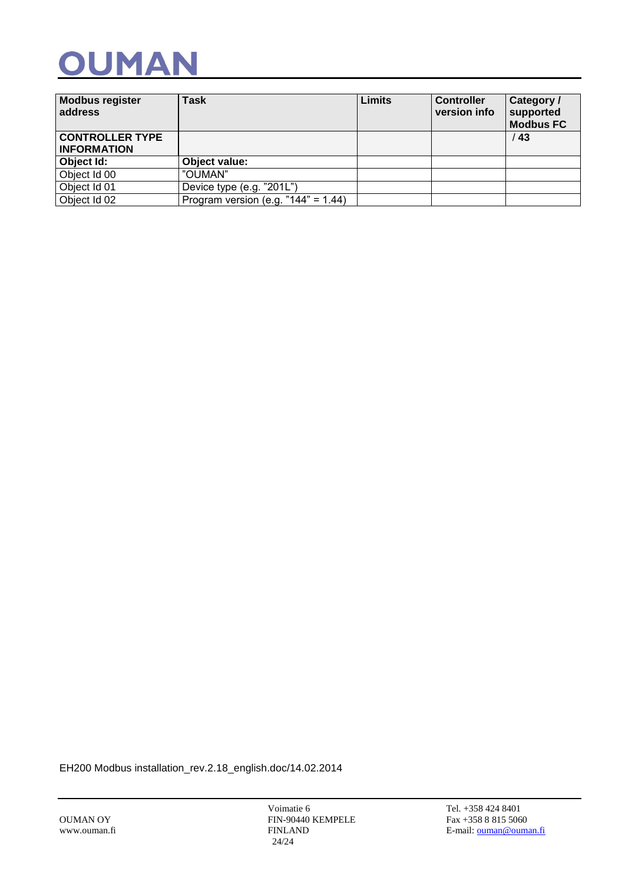| Modbus register address | Task | Limits | Controller version info | Category / supported Modbus FC |
|---|---|---|---|---|
| **CONTROLLER TYPE INFORMATION** | | | | **/ 43** |
| **Object Id:** | **Object value:** | | | |
| Object Id 00 | ”OUMAN” | | | |
| Object Id 01 | Device type (e.g. ”201L”) | | | |
| Object Id 02 | Program version (e.g. ”144” = 1.44) | | | |

EH200 Modbus installation_rev.2.18_english.doc/14.02.2014